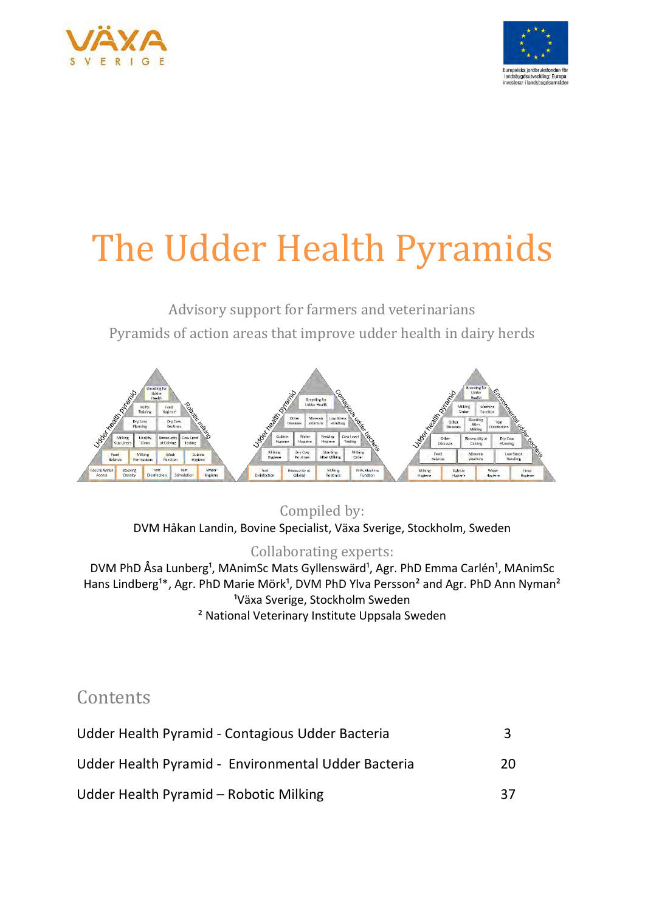# The Udder Health Pyramids

Advisory support for farmers and veterinarians

Pyramids of action areas that improve udder health in dairy herds

Compiled by:

DVM Håkan Landin, Bovine Specialist, Växa Sverige, Stockholm, Sweden

Collaborating experts:

DVM PhD Åsa Lunberg[1], MAnimSc Mats Gyllenswärd[1], Agr. PhD Emma Carlén[1], MAnimSc Hans Lindberg[1]*, Agr. PhD Marie Mörk[1], DVM PhD Ylva Persson[2] and Agr. PhD Ann Nyman[2]

[1]Växa Sverige, Stockholm Sweden

[2] National Veterinary Institute Uppsala Sweden

## Contents

| | |
|---|---|
| Udder Health Pyramid - Contagious Udder Bacteria | 3 |
| Udder Health Pyramid - Environmental Udder Bacteria | 20 |
| Udder Health Pyramid – Robotic Milking | 37 |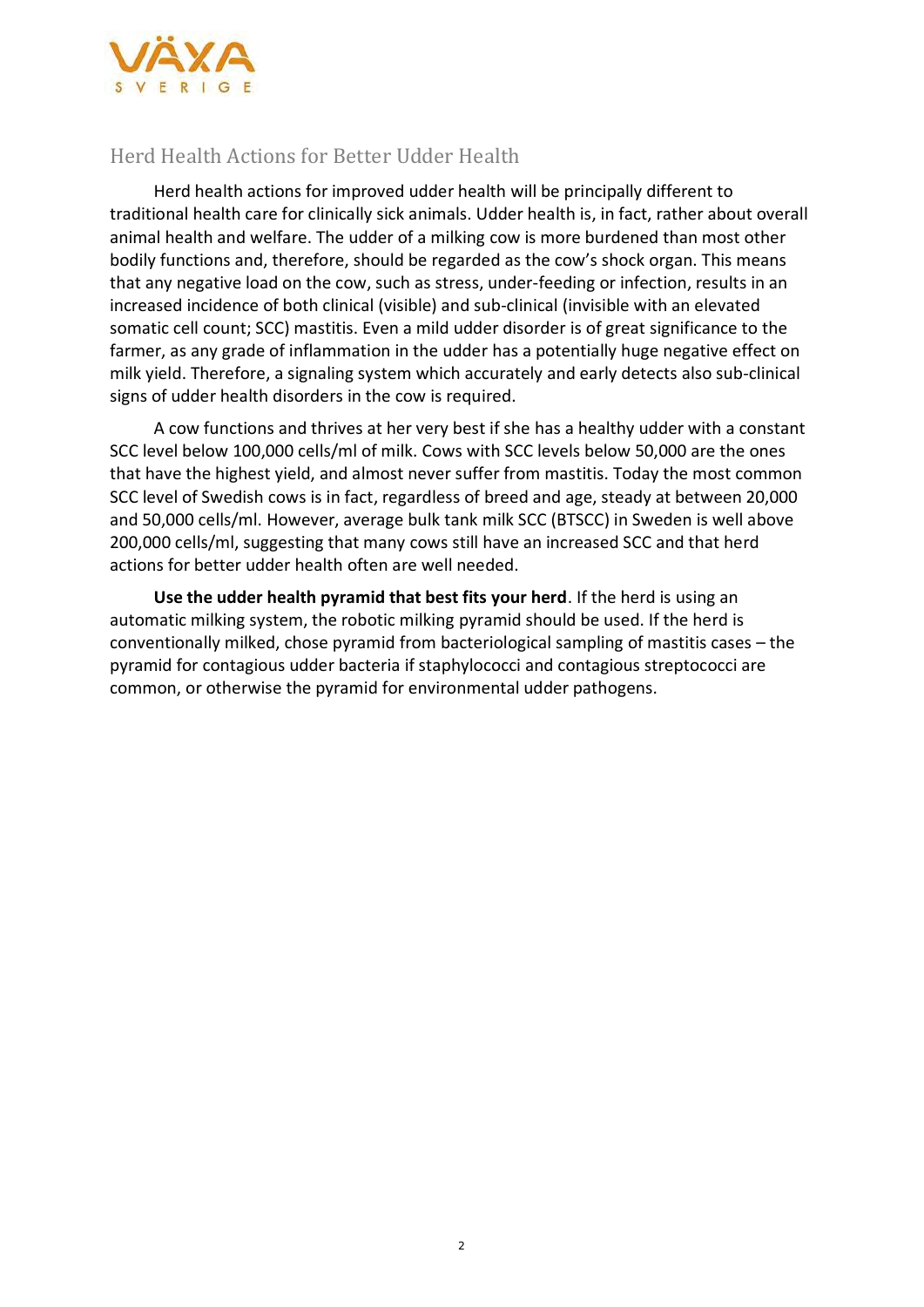## Herd Health Actions for Better Udder Health

Herd health actions for improved udder health will be principally different to traditional health care for clinically sick animals. Udder health is, in fact, rather about overall animal health and welfare. The udder of a milking cow is more burdened than most other bodily functions and, therefore, should be regarded as the cow's shock organ. This means that any negative load on the cow, such as stress, under-feeding or infection, results in an increased incidence of both clinical (visible) and sub-clinical (invisible with an elevated somatic cell count; SCC) mastitis. Even a mild udder disorder is of great significance to the farmer, as any grade of inflammation in the udder has a potentially huge negative effect on milk yield. Therefore, a signaling system which accurately and early detects also sub-clinical signs of udder health disorders in the cow is required.

A cow functions and thrives at her very best if she has a healthy udder with a constant SCC level below 100,000 cells/ml of milk. Cows with SCC levels below 50,000 are the ones that have the highest yield, and almost never suffer from mastitis. Today the most common SCC level of Swedish cows is in fact, regardless of breed and age, steady at between 20,000 and 50,000 cells/ml. However, average bulk tank milk SCC (BTSCC) in Sweden is well above 200,000 cells/ml, suggesting that many cows still have an increased SCC and that herd actions for better udder health often are well needed.

**Use the udder health pyramid that best fits your herd**. If the herd is using an automatic milking system, the robotic milking pyramid should be used. If the herd is conventionally milked, chose pyramid from bacteriological sampling of mastitis cases – the pyramid for contagious udder bacteria if staphylococci and contagious streptococci are common, or otherwise the pyramid for environmental udder pathogens.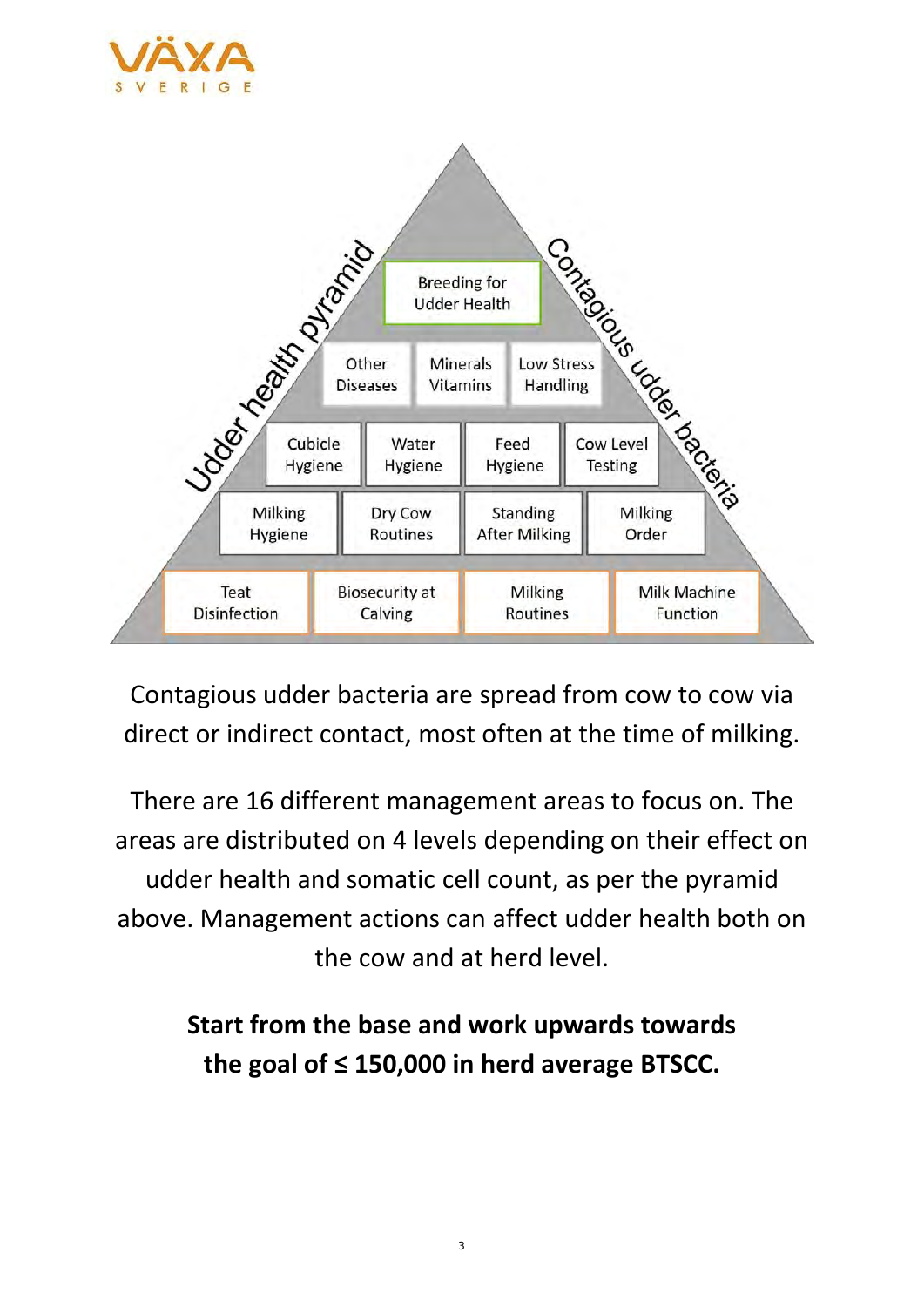Udder health pyramid — Contagious udder bacteria

- Breeding for Udder Health
- Other Diseases | Minerals Vitamins | Low Stress Handling
- Cubicle Hygiene | Water Hygiene | Feed Hygiene | Cow Level Testing
- Milking Hygiene | Dry Cow Routines | Standing After Milking | Milking Order
- Teat Disinfection | Biosecurity at Calving | Milking Routines | Milk Machine Function

Contagious udder bacteria are spread from cow to cow via direct or indirect contact, most often at the time of milking.

There are 16 different management areas to focus on. The areas are distributed on 4 levels depending on their effect on udder health and somatic cell count, as per the pyramid above. Management actions can affect udder health both on the cow and at herd level.

**Start from the base and work upwards towards the goal of ≤ 150,000 in herd average BTSCC.**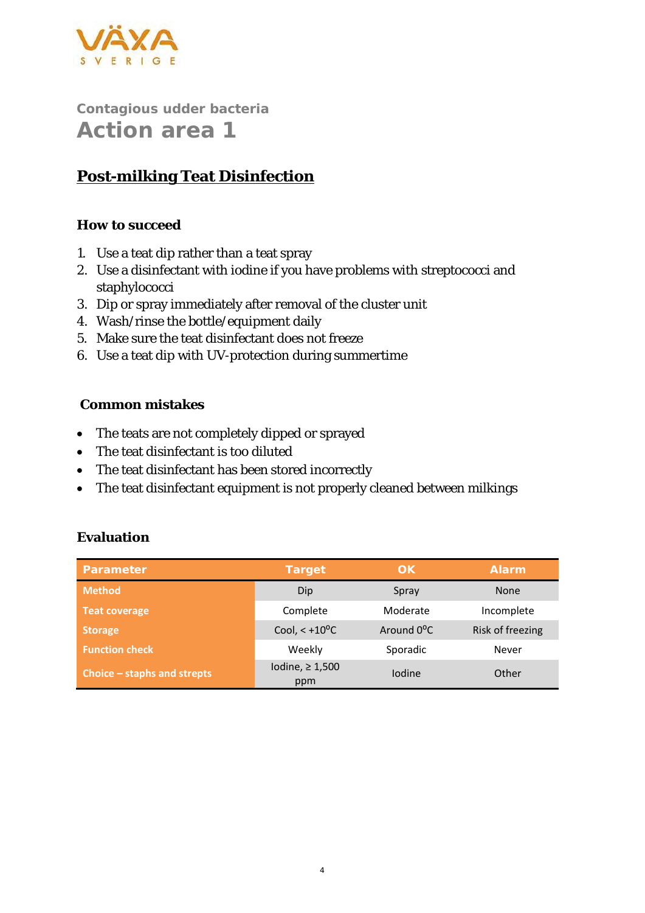Contagious udder bacteria

# Action area 1

## Post-milking Teat Disinfection

### How to succeed

1. Use a teat dip rather than a teat spray
2. Use a disinfectant with iodine if you have problems with streptococci and staphylococci
3. Dip or spray immediately after removal of the cluster unit
4. Wash/rinse the bottle/equipment daily
5. Make sure the teat disinfectant does not freeze
6. Use a teat dip with UV-protection during summertime

### Common mistakes

- The teats are not completely dipped or sprayed
- The teat disinfectant is too diluted
- The teat disinfectant has been stored incorrectly
- The teat disinfectant equipment is not properly cleaned between milkings

### Evaluation

| Parameter | Target | OK | Alarm |
|---|---|---|---|
| Method | Dip | Spray | None |
| Teat coverage | Complete | Moderate | Incomplete |
| Storage | Cool, < +10°C | Around 0°C | Risk of freezing |
| Function check | Weekly | Sporadic | Never |
| Choice – staphs and strepts | Iodine, ≥ 1,500 ppm | Iodine | Other |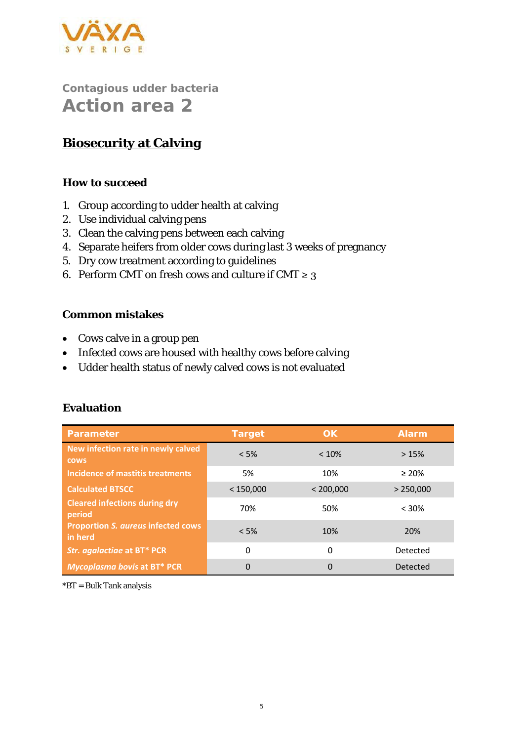### Contagious udder bacteria

# Action area 2

## Biosecurity at Calving

### How to succeed

1. Group according to udder health at calving
2. Use individual calving pens
3. Clean the calving pens between each calving
4. Separate heifers from older cows during last 3 weeks of pregnancy
5. Dry cow treatment according to guidelines
6. Perform CMT on fresh cows and culture if CMT ≥ 3

### Common mistakes

- Cows calve in a group pen
- Infected cows are housed with healthy cows before calving
- Udder health status of newly calved cows is not evaluated

### Evaluation

| Parameter | Target | OK | Alarm |
|---|---|---|---|
| New infection rate in newly calved cows | < 5% | < 10% | > 15% |
| Incidence of mastitis treatments | 5% | 10% | ≥ 20% |
| Calculated BTSCC | < 150,000 | < 200,000 | > 250,000 |
| Cleared infections during dry period | 70% | 50% | < 30% |
| Proportion *S. aureus* infected cows in herd | < 5% | 10% | 20% |
| *Str. agalactiae* at BT* PCR | 0 | 0 | Detected |
| *Mycoplasma bovis* at BT* PCR | 0 | 0 | Detected |

*BT = Bulk Tank analysis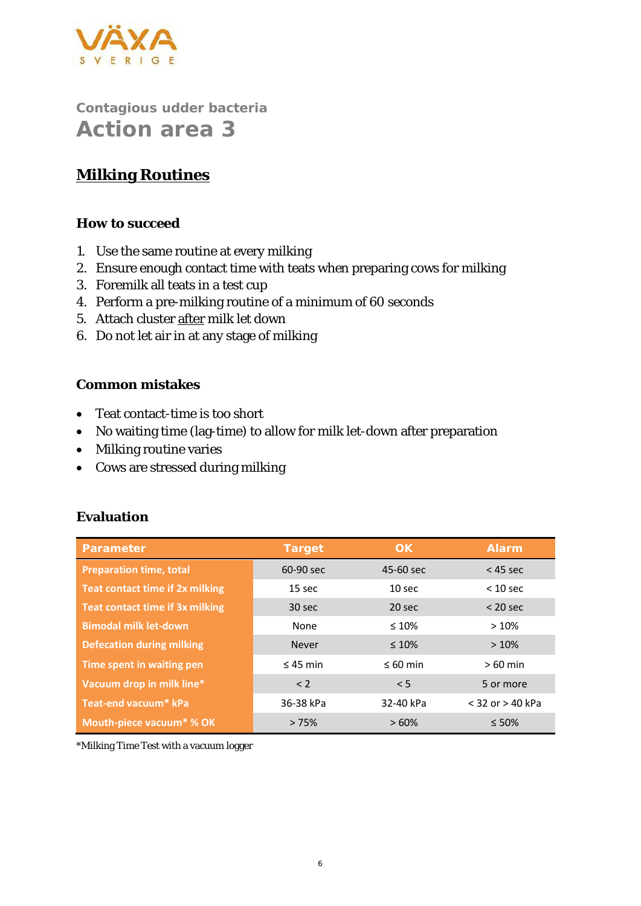Contagious udder bacteria

# Action area 3

## Milking Routines

### How to succeed

1. Use the same routine at every milking
2. Ensure enough contact time with teats when preparing cows for milking
3. Foremilk all teats in a test cup
4. Perform a pre-milking routine of a minimum of 60 seconds
5. Attach cluster <u>after</u> milk let down
6. Do not let air in at any stage of milking

### Common mistakes

- Teat contact-time is too short
- No waiting time (lag-time) to allow for milk let-down after preparation
- Milking routine varies
- Cows are stressed during milking

### Evaluation

| Parameter | Target | OK | Alarm |
|---|---|---|---|
| Preparation time, total | 60-90 sec | 45-60 sec | < 45 sec |
| Teat contact time if 2x milking | 15 sec | 10 sec | < 10 sec |
| Teat contact time if 3x milking | 30 sec | 20 sec | < 20 sec |
| Bimodal milk let-down | None | ≤ 10% | > 10% |
| Defecation during milking | Never | ≤ 10% | > 10% |
| Time spent in waiting pen | ≤ 45 min | ≤ 60 min | > 60 min |
| Vacuum drop in milk line* | < 2 | < 5 | 5 or more |
| Teat-end vacuum* kPa | 36-38 kPa | 32-40 kPa | < 32 or > 40 kPa |
| Mouth-piece vacuum* % OK | > 75% | > 60% | ≤ 50% |

*Milking Time Test with a vacuum logger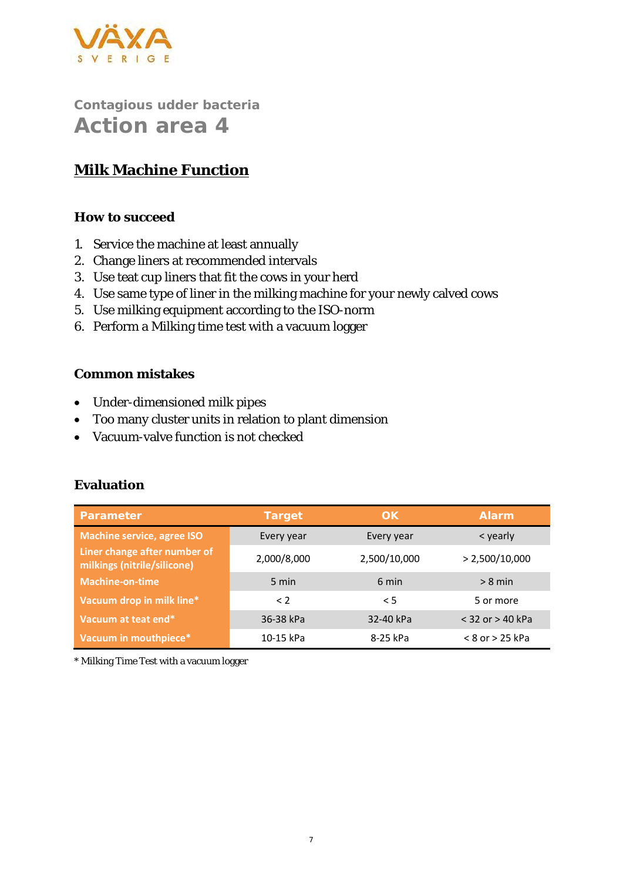VÄXA SVERIGE

## Contagious udder bacteria

# Action area 4

## Milk Machine Function

### How to succeed

1. Service the machine at least annually
2. Change liners at recommended intervals
3. Use teat cup liners that fit the cows in your herd
4. Use same type of liner in the milking machine for your newly calved cows
5. Use milking equipment according to the ISO-norm
6. Perform a Milking time test with a vacuum logger

### Common mistakes

- Under-dimensioned milk pipes
- Too many cluster units in relation to plant dimension
- Vacuum-valve function is not checked

### Evaluation

| Parameter | Target | OK | Alarm |
|---|---|---|---|
| Machine service, agree ISO | Every year | Every year | < yearly |
| Liner change after number of milkings (nitrile/silicone) | 2,000/8,000 | 2,500/10,000 | > 2,500/10,000 |
| Machine-on-time | 5 min | 6 min | > 8 min |
| Vacuum drop in milk line* | < 2 | < 5 | 5 or more |
| Vacuum at teat end* | 36-38 kPa | 32-40 kPa | < 32 or > 40 kPa |
| Vacuum in mouthpiece* | 10-15 kPa | 8-25 kPa | < 8 or > 25 kPa |

* Milking Time Test with a vacuum logger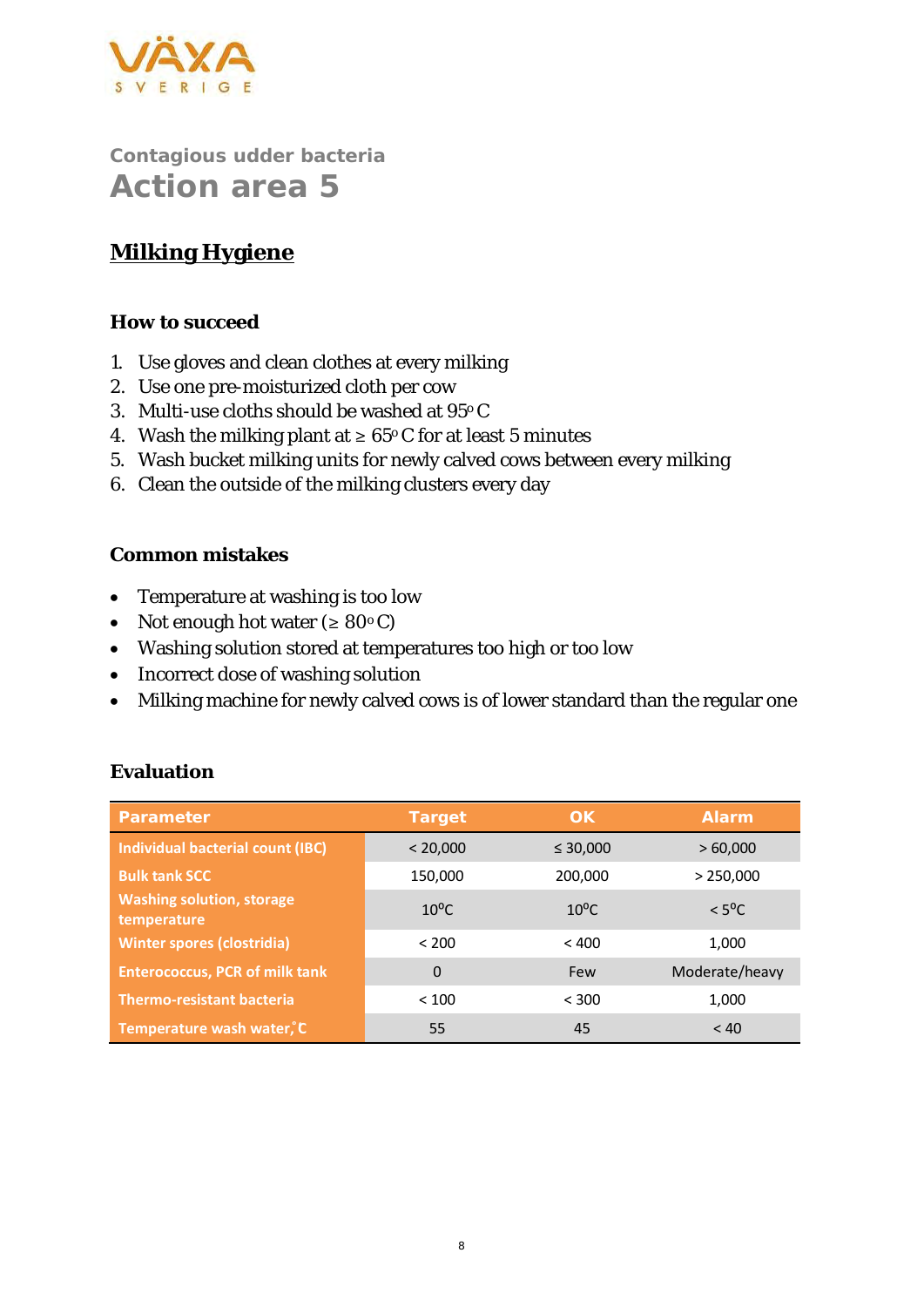VÄXA SVERIGE

Contagious udder bacteria

# Action area 5

## Milking Hygiene

### How to succeed

1. Use gloves and clean clothes at every milking
2. Use one pre-moisturized cloth per cow
3. Multi-use cloths should be washed at 95$^{o}$ C
4. Wash the milking plant at ≥ 65$^{o}$ C for at least 5 minutes
5. Wash bucket milking units for newly calved cows between every milking
6. Clean the outside of the milking clusters every day

### Common mistakes

- Temperature at washing is too low
- Not enough hot water (≥ 80$^{o}$ C)
- Washing solution stored at temperatures too high or too low
- Incorrect dose of washing solution
- Milking machine for newly calved cows is of lower standard than the regular one

### Evaluation

| Parameter | Target | OK | Alarm |
|---|---|---|---|
| Individual bacterial count (IBC) | < 20,000 | ≤ 30,000 | > 60,000 |
| Bulk tank SCC | 150,000 | 200,000 | > 250,000 |
| Washing solution, storage temperature | 10$^{o}$C | 10$^{o}$C | < 5$^{o}$C |
| Winter spores (clostridia) | < 200 | < 400 | 1,000 |
| Enterococcus, PCR of milk tank | 0 | Few | Moderate/heavy |
| Thermo-resistant bacteria | < 100 | < 300 | 1,000 |
| Temperature wash water,˚C | 55 | 45 | < 40 |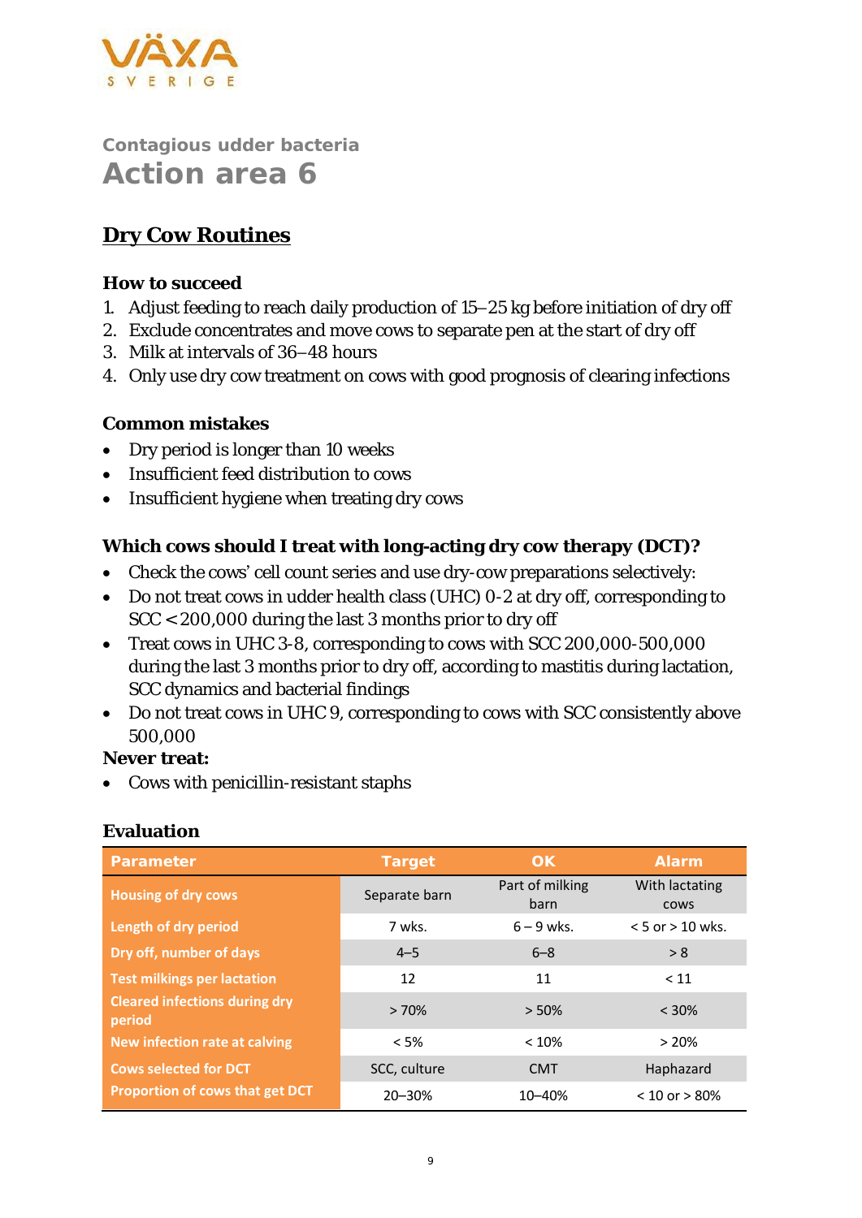Contagious udder bacteria

# Action area 6

## Dry Cow Routines

### How to succeed

1. Adjust feeding to reach daily production of 15–25 kg before initiation of dry off
2. Exclude concentrates and move cows to separate pen at the start of dry off
3. Milk at intervals of 36–48 hours
4. Only use dry cow treatment on cows with good prognosis of clearing infections

### Common mistakes

- Dry period is longer than 10 weeks
- Insufficient feed distribution to cows
- Insufficient hygiene when treating dry cows

### Which cows should I treat with long-acting dry cow therapy (DCT)?

- Check the cows' cell count series and use dry-cow preparations selectively:
- Do not treat cows in udder health class (UHC) 0-2 at dry off, corresponding to SCC < 200,000 during the last 3 months prior to dry off
- Treat cows in UHC 3-8, corresponding to cows with SCC 200,000-500,000 during the last 3 months prior to dry off, according to mastitis during lactation, SCC dynamics and bacterial findings
- Do not treat cows in UHC 9, corresponding to cows with SCC consistently above 500,000

**Never treat:**

- Cows with penicillin-resistant staphs

### Evaluation

| Parameter | Target | OK | Alarm |
|---|---|---|---|
| Housing of dry cows | Separate barn | Part of milking barn | With lactating cows |
| Length of dry period | 7 wks. | 6 – 9 wks. | < 5 or > 10 wks. |
| Dry off, number of days | 4–5 | 6–8 | > 8 |
| Test milkings per lactation | 12 | 11 | < 11 |
| Cleared infections during dry period | > 70% | > 50% | < 30% |
| New infection rate at calving | < 5% | < 10% | > 20% |
| Cows selected for DCT | SCC, culture | CMT | Haphazard |
| Proportion of cows that get DCT | 20–30% | 10–40% | < 10 or > 80% |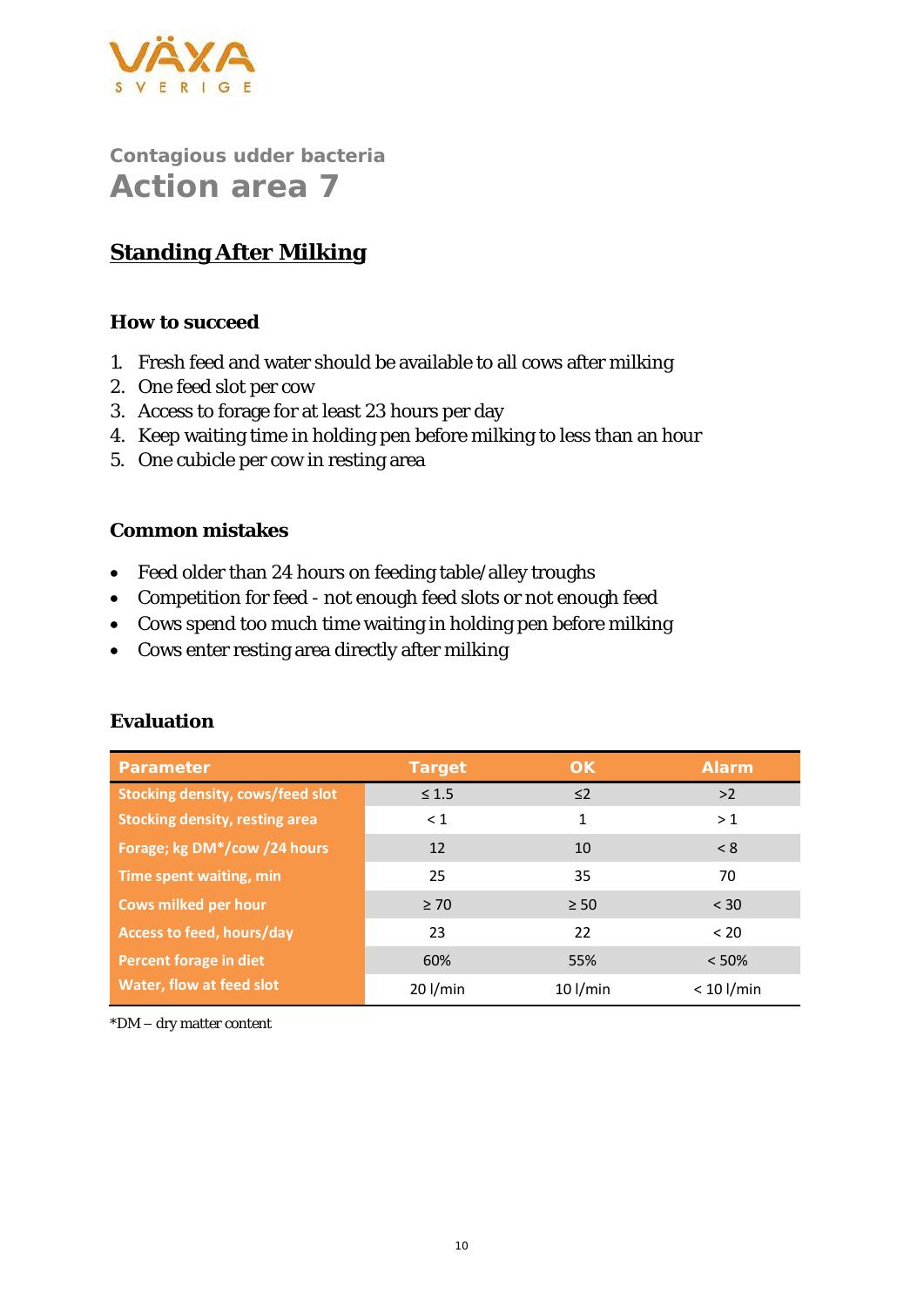Contagious udder bacteria

# Action area 7

## Standing After Milking

### How to succeed

1. Fresh feed and water should be available to all cows after milking
2. One feed slot per cow
3. Access to forage for at least 23 hours per day
4. Keep waiting time in holding pen before milking to less than an hour
5. One cubicle per cow in resting area

### Common mistakes

- Feed older than 24 hours on feeding table/alley troughs
- Competition for feed - not enough feed slots or not enough feed
- Cows spend too much time waiting in holding pen before milking
- Cows enter resting area directly after milking

### Evaluation

| Parameter | Target | OK | Alarm |
|---|---|---|---|
| Stocking density, cows/feed slot | ≤ 1.5 | ≤2 | >2 |
| Stocking density, resting area | < 1 | 1 | > 1 |
| Forage; kg DM*/cow /24 hours | 12 | 10 | < 8 |
| Time spent waiting, min | 25 | 35 | 70 |
| Cows milked per hour | ≥ 70 | ≥ 50 | < 30 |
| Access to feed, hours/day | 23 | 22 | < 20 |
| Percent forage in diet | 60% | 55% | < 50% |
| Water, flow at feed slot | 20 l/min | 10 l/min | < 10 l/min |

*DM – dry matter content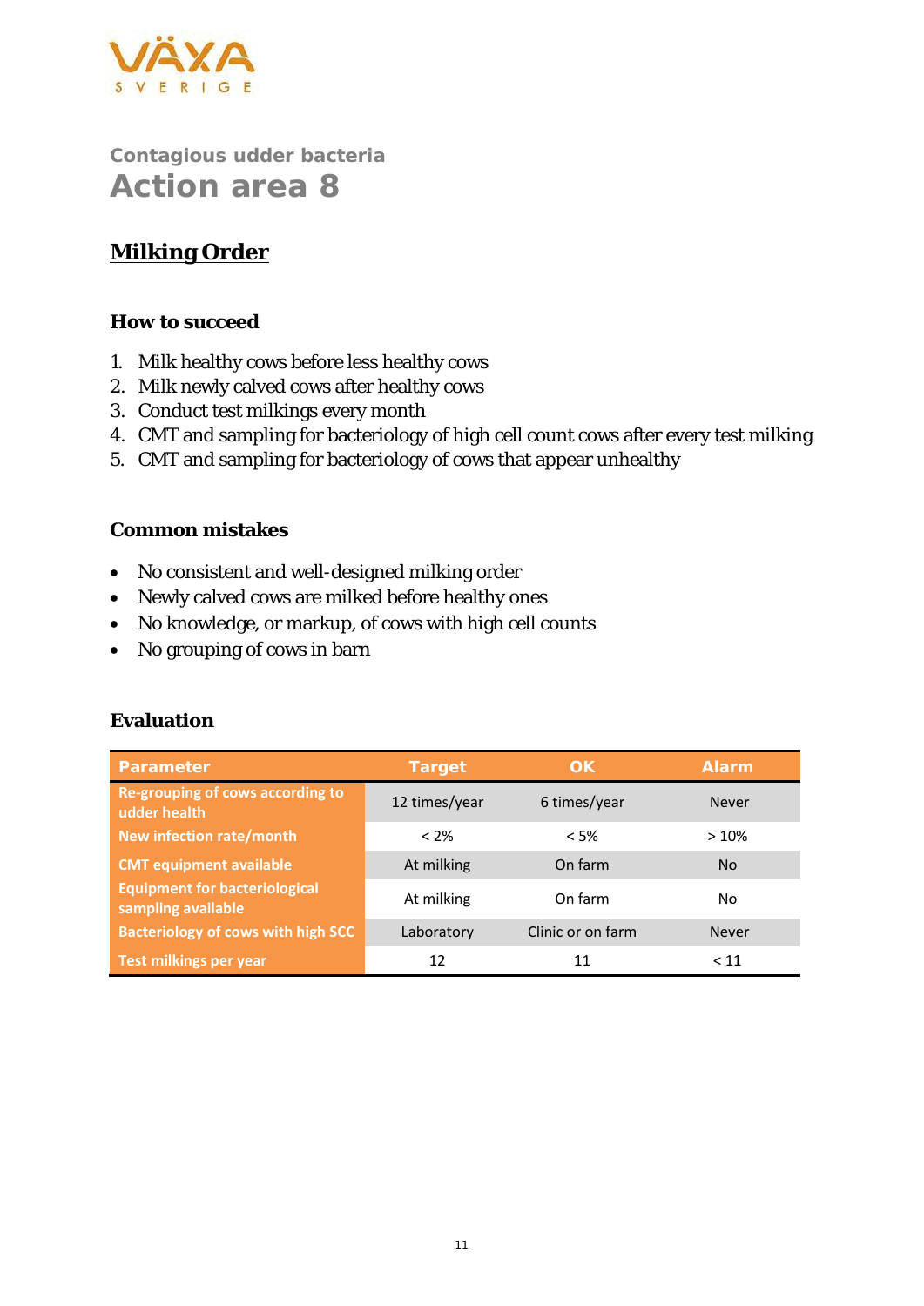Contagious udder bacteria

# Action area 8

## Milking Order

### How to succeed

1. Milk healthy cows before less healthy cows
2. Milk newly calved cows after healthy cows
3. Conduct test milkings every month
4. CMT and sampling for bacteriology of high cell count cows after every test milking
5. CMT and sampling for bacteriology of cows that appear unhealthy

### Common mistakes

- No consistent and well-designed milking order
- Newly calved cows are milked before healthy ones
- No knowledge, or markup, of cows with high cell counts
- No grouping of cows in barn

### Evaluation

| Parameter | Target | OK | Alarm |
|---|---|---|---|
| Re-grouping of cows according to udder health | 12 times/year | 6 times/year | Never |
| New infection rate/month | < 2% | < 5% | > 10% |
| CMT equipment available | At milking | On farm | No |
| Equipment for bacteriological sampling available | At milking | On farm | No |
| Bacteriology of cows with high SCC | Laboratory | Clinic or on farm | Never |
| Test milkings per year | 12 | 11 | < 11 |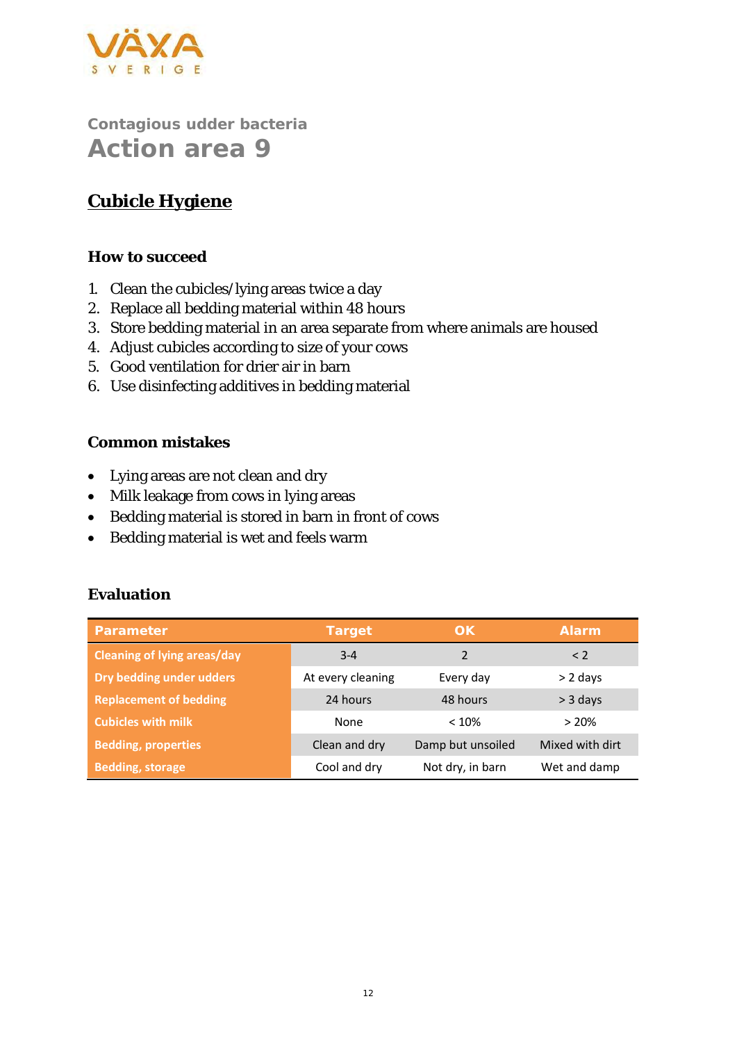VÄXA
SVERIGE

### Contagious udder bacteria

# Action area 9

## Cubicle Hygiene

### How to succeed

1. Clean the cubicles/lying areas twice a day
2. Replace all bedding material within 48 hours
3. Store bedding material in an area separate from where animals are housed
4. Adjust cubicles according to size of your cows
5. Good ventilation for drier air in barn
6. Use disinfecting additives in bedding material

### Common mistakes

- Lying areas are not clean and dry
- Milk leakage from cows in lying areas
- Bedding material is stored in barn in front of cows
- Bedding material is wet and feels warm

### Evaluation

| Parameter | Target | OK | Alarm |
|---|---|---|---|
| Cleaning of lying areas/day | 3-4 | 2 | < 2 |
| Dry bedding under udders | At every cleaning | Every day | > 2 days |
| Replacement of bedding | 24 hours | 48 hours | > 3 days |
| Cubicles with milk | None | < 10% | > 20% |
| Bedding, properties | Clean and dry | Damp but unsoiled | Mixed with dirt |
| Bedding, storage | Cool and dry | Not dry, in barn | Wet and damp |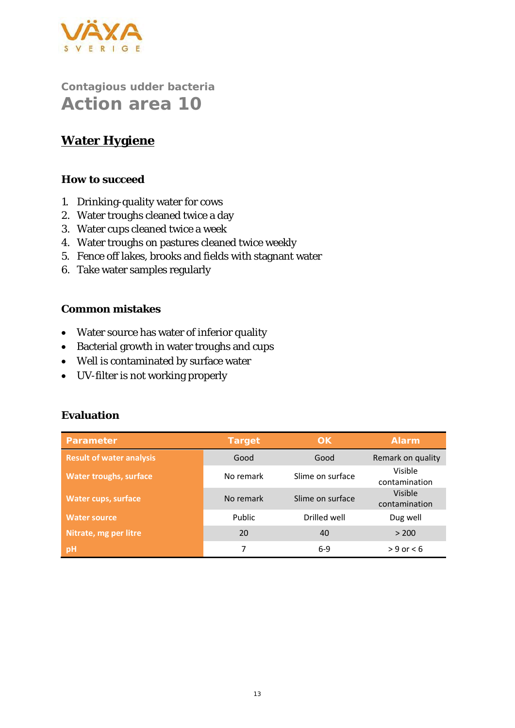## Contagious udder bacteria
# Action area 10

## Water Hygiene

### How to succeed

1. Drinking-quality water for cows
2. Water troughs cleaned twice a day
3. Water cups cleaned twice a week
4. Water troughs on pastures cleaned twice weekly
5. Fence off lakes, brooks and fields with stagnant water
6. Take water samples regularly

### Common mistakes

- Water source has water of inferior quality
- Bacterial growth in water troughs and cups
- Well is contaminated by surface water
- UV-filter is not working properly

### Evaluation

| Parameter | Target | OK | Alarm |
|---|---|---|---|
| Result of water analysis | Good | Good | Remark on quality |
| Water troughs, surface | No remark | Slime on surface | Visible contamination |
| Water cups, surface | No remark | Slime on surface | Visible contamination |
| Water source | Public | Drilled well | Dug well |
| Nitrate, mg per litre | 20 | 40 | > 200 |
| pH | 7 | 6-9 | > 9 or < 6 |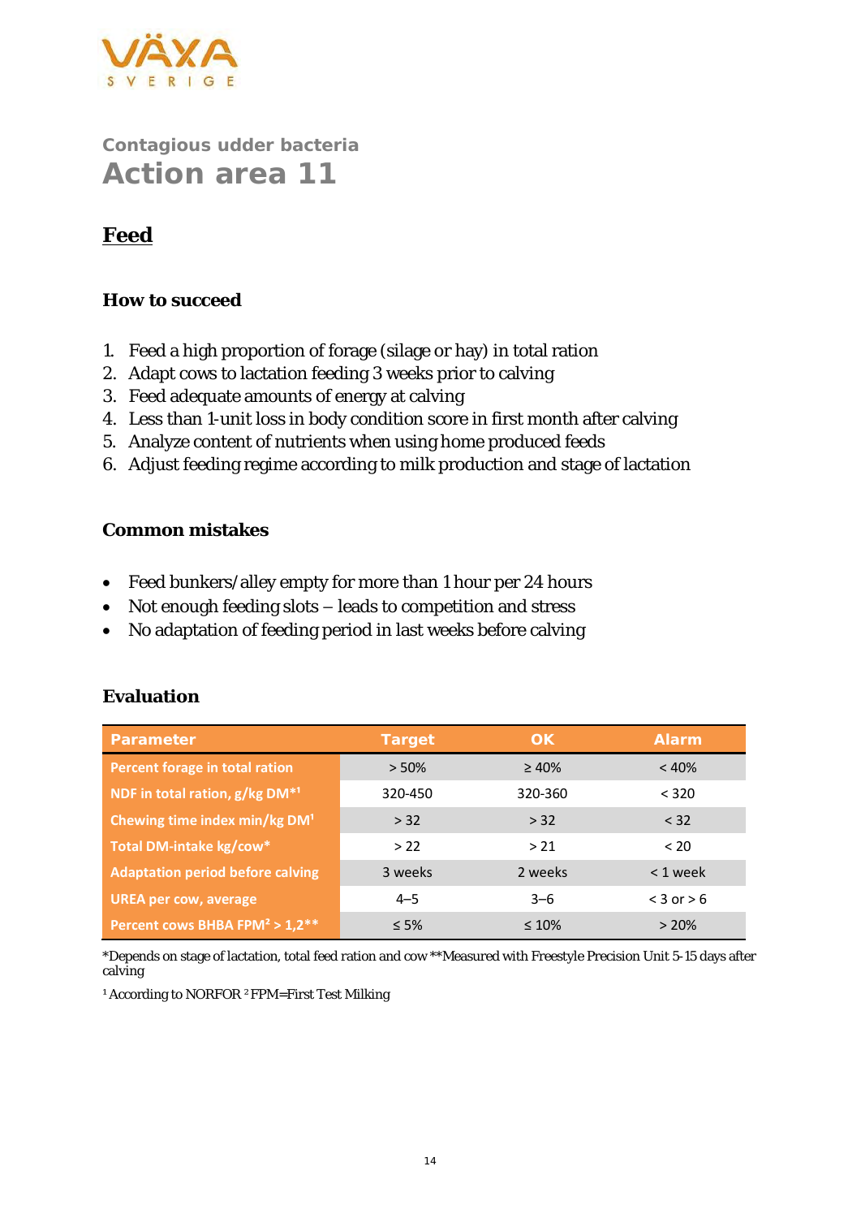## Contagious udder bacteria

# Action area 11

## Feed

### How to succeed

1. Feed a high proportion of forage (silage or hay) in total ration
2. Adapt cows to lactation feeding 3 weeks prior to calving
3. Feed adequate amounts of energy at calving
4. Less than 1-unit loss in body condition score in first month after calving
5. Analyze content of nutrients when using home produced feeds
6. Adjust feeding regime according to milk production and stage of lactation

### Common mistakes

- Feed bunkers/alley empty for more than 1 hour per 24 hours
- Not enough feeding slots – leads to competition and stress
- No adaptation of feeding period in last weeks before calving

### Evaluation

| Parameter | Target | OK | Alarm |
|---|---|---|---|
| Percent forage in total ration | > 50% | ≥ 40% | < 40% |
| NDF in total ration, g/kg DM*[1] | 320-450 | 320-360 | < 320 |
| Chewing time index min/kg DM[1] | > 32 | > 32 | < 32 |
| Total DM-intake kg/cow* | > 22 | > 21 | < 20 |
| Adaptation period before calving | 3 weeks | 2 weeks | < 1 week |
| UREA per cow, average | 4–5 | 3–6 | < 3 or > 6 |
| Percent cows BHBA FPM[2] > 1,2** | ≤ 5% | ≤ 10% | > 20% |

*Depends on stage of lactation, total feed ration and cow **Measured with Freestyle Precision Unit 5-15 days after calving

[1] According to NORFOR [2] FPM=First Test Milking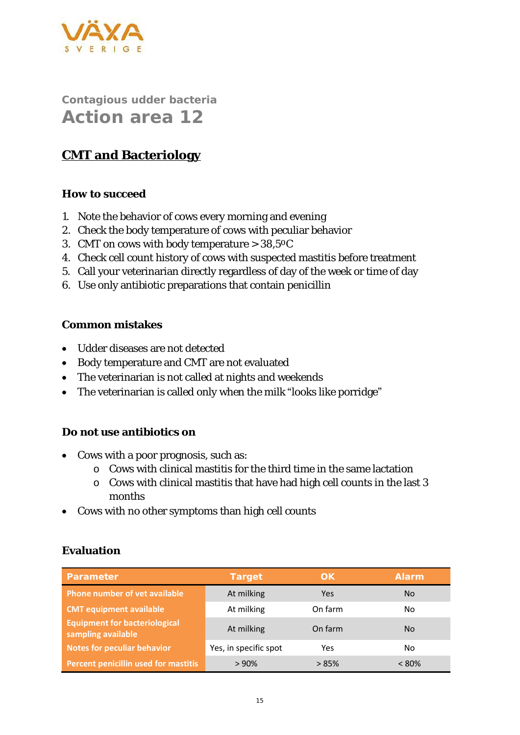VÄXA SVERIGE

Contagious udder bacteria

# Action area 12

## CMT and Bacteriology

### How to succeed

1. Note the behavior of cows every morning and evening
2. Check the body temperature of cows with peculiar behavior
3. CMT on cows with body temperature > 38,5ºC
4. Check cell count history of cows with suspected mastitis before treatment
5. Call your veterinarian directly regardless of day of the week or time of day
6. Use only antibiotic preparations that contain penicillin

### Common mistakes

- Udder diseases are not detected
- Body temperature and CMT are not evaluated
- The veterinarian is not called at nights and weekends
- The veterinarian is called only when the milk "looks like porridge"

### Do not use antibiotics on

- Cows with a poor prognosis, such as:
    - Cows with clinical mastitis for the third time in the same lactation
    - Cows with clinical mastitis that have had high cell counts in the last 3 months
- Cows with no other symptoms than high cell counts

### Evaluation

| Parameter | Target | OK | Alarm |
|---|---|---|---|
| Phone number of vet available | At milking | Yes | No |
| CMT equipment available | At milking | On farm | No |
| Equipment for bacteriological sampling available | At milking | On farm | No |
| Notes for peculiar behavior | Yes, in specific spot | Yes | No |
| Percent penicillin used for mastitis | > 90% | > 85% | < 80% |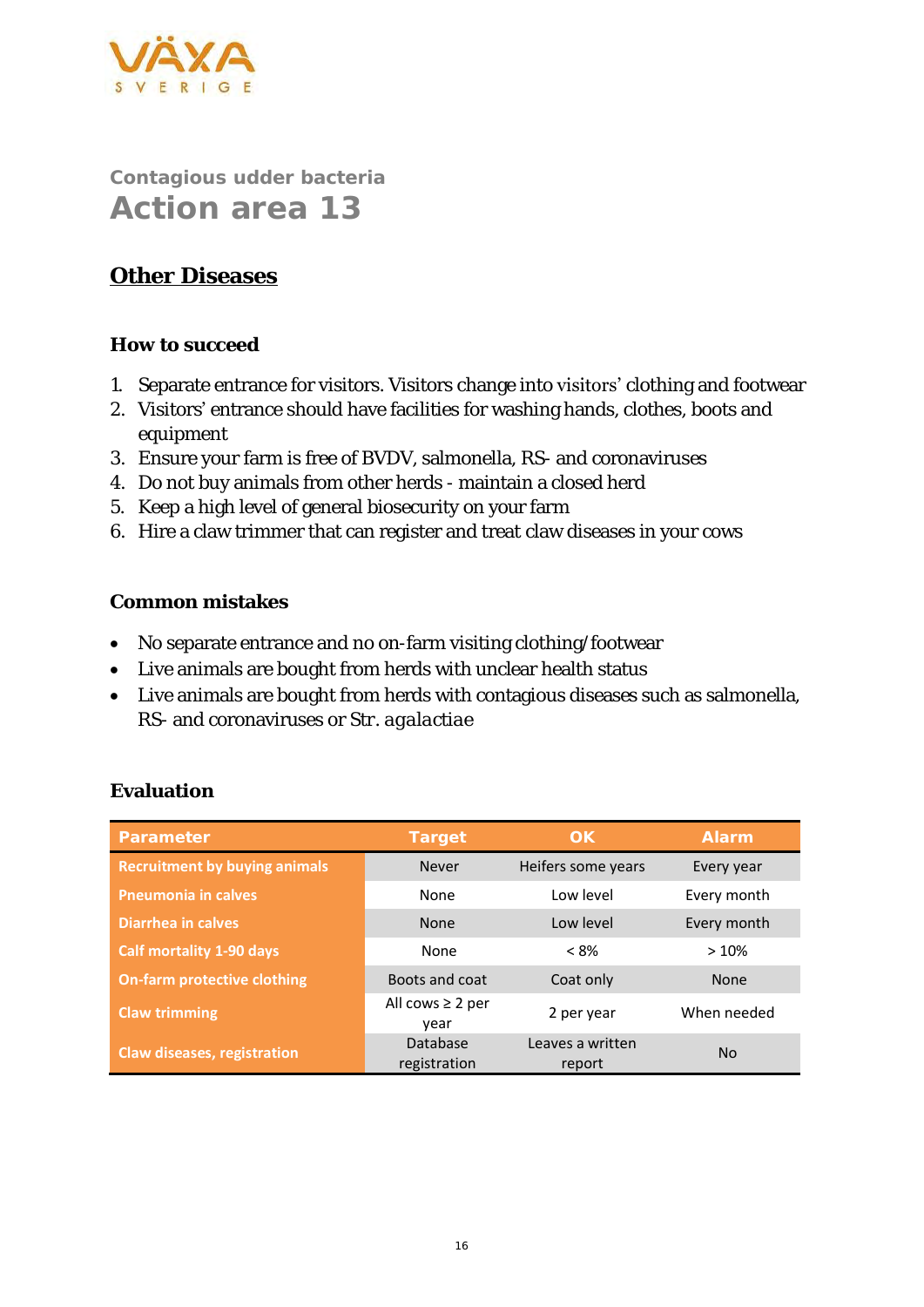Contagious udder bacteria

# Action area 13

## Other Diseases

### How to succeed

1. Separate entrance for visitors. Visitors change into visitors' clothing and footwear
2. Visitors' entrance should have facilities for washing hands, clothes, boots and equipment
3. Ensure your farm is free of BVDV, salmonella, RS- and coronaviruses
4. Do not buy animals from other herds - maintain a closed herd
5. Keep a high level of general biosecurity on your farm
6. Hire a claw trimmer that can register and treat claw diseases in your cows

### Common mistakes

- No separate entrance and no on-farm visiting clothing/footwear
- Live animals are bought from herds with unclear health status
- Live animals are bought from herds with contagious diseases such as salmonella, RS- and coronaviruses or *Str. agalactiae*

### Evaluation

| Parameter | Target | OK | Alarm |
|---|---|---|---|
| Recruitment by buying animals | Never | Heifers some years | Every year |
| Pneumonia in calves | None | Low level | Every month |
| Diarrhea in calves | None | Low level | Every month |
| Calf mortality 1-90 days | None | < 8% | > 10% |
| On-farm protective clothing | Boots and coat | Coat only | None |
| Claw trimming | All cows ≥ 2 per year | 2 per year | When needed |
| Claw diseases, registration | Database registration | Leaves a written report | No |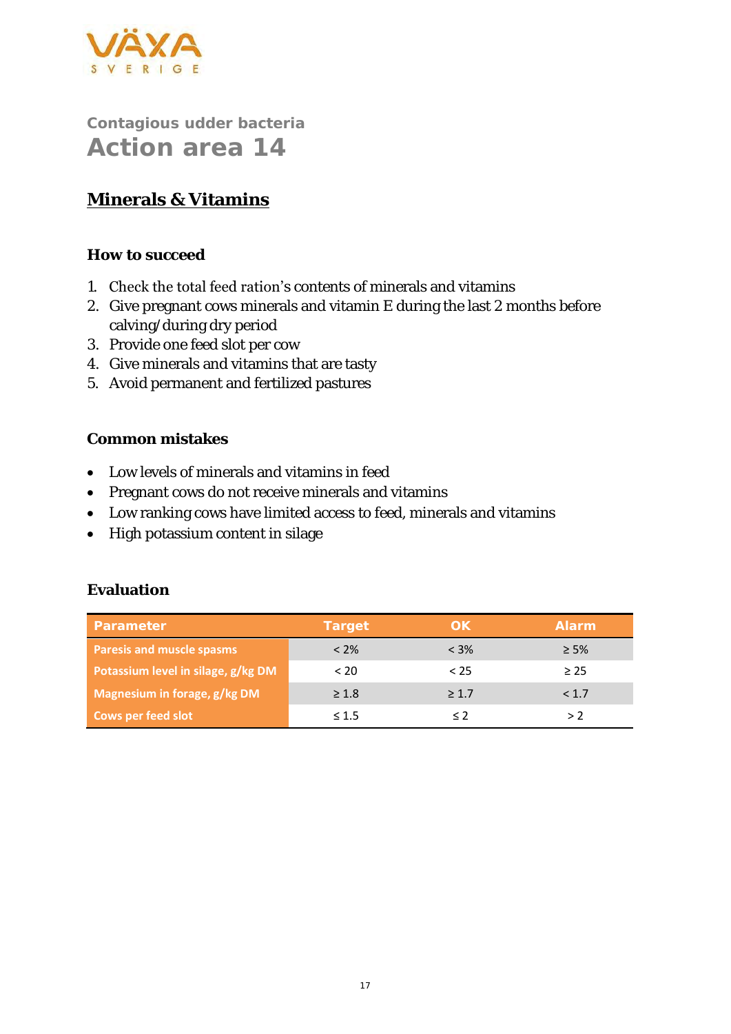Contagious udder bacteria

# Action area 14

## Minerals & Vitamins

### How to succeed

1. Check the total feed ration's contents of minerals and vitamins
2. Give pregnant cows minerals and vitamin E during the last 2 months before calving/during dry period
3. Provide one feed slot per cow
4. Give minerals and vitamins that are tasty
5. Avoid permanent and fertilized pastures

### Common mistakes

- Low levels of minerals and vitamins in feed
- Pregnant cows do not receive minerals and vitamins
- Low ranking cows have limited access to feed, minerals and vitamins
- High potassium content in silage

### Evaluation

| Parameter | Target | OK | Alarm |
|---|---|---|---|
| Paresis and muscle spasms | < 2% | < 3% | ≥ 5% |
| Potassium level in silage, g/kg DM | < 20 | < 25 | ≥ 25 |
| Magnesium in forage, g/kg DM | ≥ 1.8 | ≥ 1.7 | < 1.7 |
| Cows per feed slot | ≤ 1.5 | ≤ 2 | > 2 |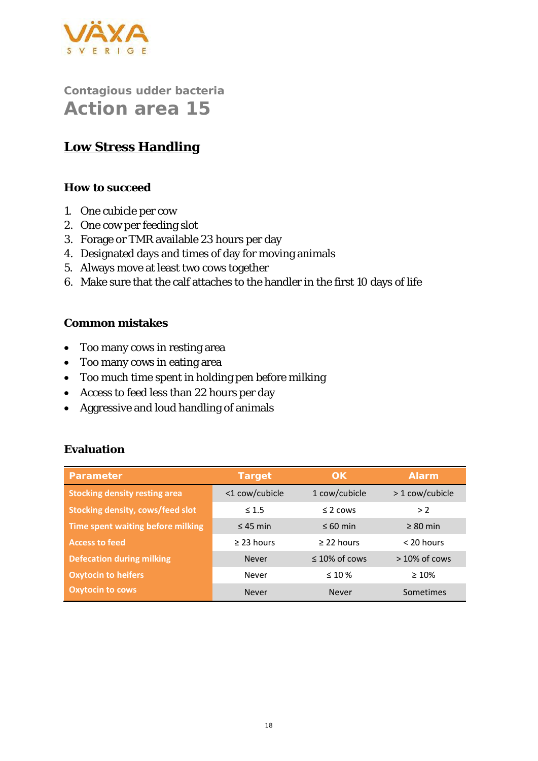VÄXA SVERIGE

## Contagious udder bacteria

# Action area 15

## Low Stress Handling

### How to succeed

1. One cubicle per cow
2. One cow per feeding slot
3. Forage or TMR available 23 hours per day
4. Designated days and times of day for moving animals
5. Always move at least two cows together
6. Make sure that the calf attaches to the handler in the first 10 days of life

### Common mistakes

- Too many cows in resting area
- Too many cows in eating area
- Too much time spent in holding pen before milking
- Access to feed less than 22 hours per day
- Aggressive and loud handling of animals

### Evaluation

| Parameter | Target | OK | Alarm |
|---|---|---|---|
| Stocking density resting area | <1 cow/cubicle | 1 cow/cubicle | > 1 cow/cubicle |
| Stocking density, cows/feed slot | ≤ 1.5 | ≤ 2 cows | > 2 |
| Time spent waiting before milking | ≤ 45 min | ≤ 60 min | ≥ 80 min |
| Access to feed | ≥ 23 hours | ≥ 22 hours | < 20 hours |
| Defecation during milking | Never | ≤ 10% of cows | > 10% of cows |
| Oxytocin to heifers | Never | ≤ 10 % | ≥ 10% |
| Oxytocin to cows | Never | Never | Sometimes |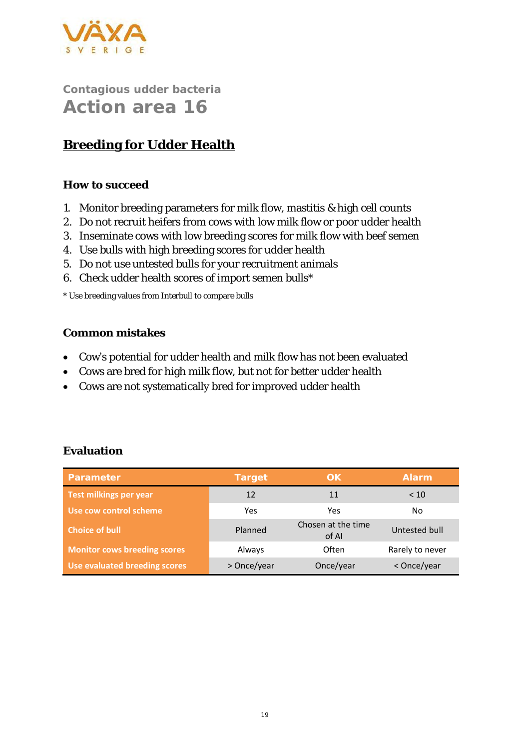VÄXA SVERIGE

Contagious udder bacteria

# Action area 16

## Breeding for Udder Health

### How to succeed

1. Monitor breeding parameters for milk flow, mastitis & high cell counts
2. Do not recruit heifers from cows with low milk flow or poor udder health
3. Inseminate cows with low breeding scores for milk flow with beef semen
4. Use bulls with high breeding scores for udder health
5. Do not use untested bulls for your recruitment animals
6. Check udder health scores of import semen bulls*

* Use breeding values from Interbull to compare bulls

### Common mistakes

- Cow's potential for udder health and milk flow has not been evaluated
- Cows are bred for high milk flow, but not for better udder health
- Cows are not systematically bred for improved udder health

### Evaluation

| Parameter | Target | OK | Alarm |
|---|---|---|---|
| Test milkings per year | 12 | 11 | < 10 |
| Use cow control scheme | Yes | Yes | No |
| Choice of bull | Planned | Chosen at the time of AI | Untested bull |
| Monitor cows breeding scores | Always | Often | Rarely to never |
| Use evaluated breeding scores | > Once/year | Once/year | < Once/year |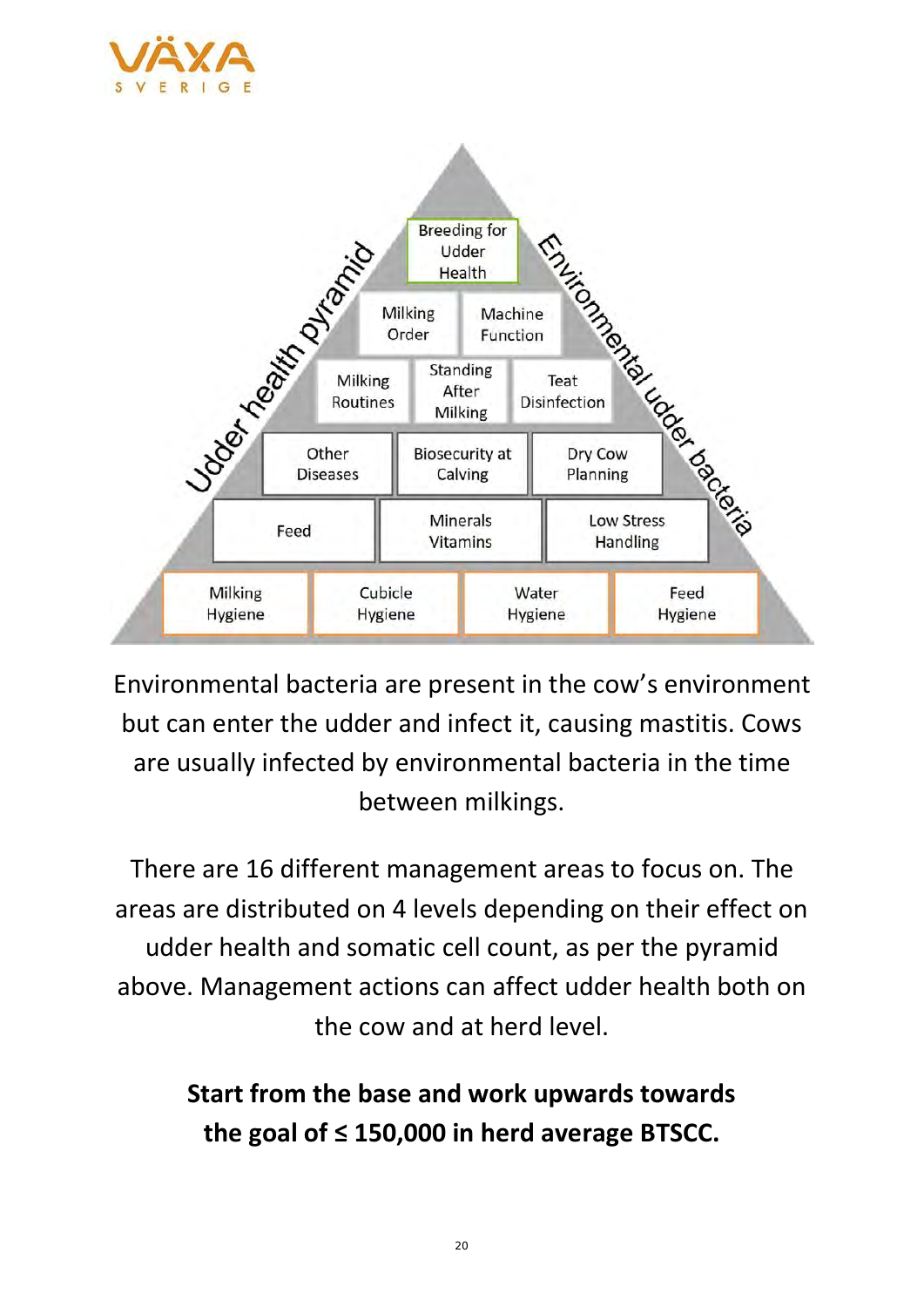Udder health pyramid

Environmental udder bacteria

| Breeding for Udder Health | | | |
|---|---|---|---|
| Milking Order | Machine Function | | |
| Milking Routines | Standing After Milking | Teat Disinfection | |
| Other Diseases | Biosecurity at Calving | Dry Cow Planning | |
| Feed | Minerals Vitamins | Low Stress Handling | |
| Milking Hygiene | Cubicle Hygiene | Water Hygiene | Feed Hygiene |

Environmental bacteria are present in the cow's environment but can enter the udder and infect it, causing mastitis. Cows are usually infected by environmental bacteria in the time between milkings.

There are 16 different management areas to focus on. The areas are distributed on 4 levels depending on their effect on udder health and somatic cell count, as per the pyramid above. Management actions can affect udder health both on the cow and at herd level.

**Start from the base and work upwards towards the goal of ≤ 150,000 in herd average BTSCC.**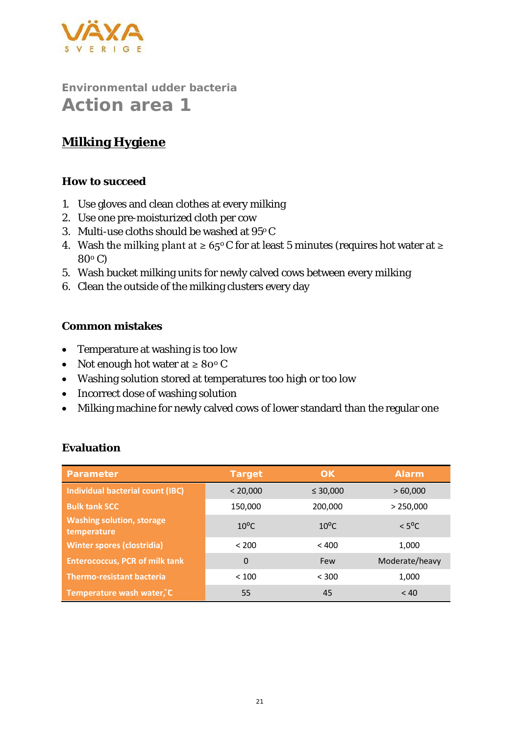VÄXA SVERIGE

## Environmental udder bacteria

# Action area 1

## Milking Hygiene

### How to succeed

1. Use gloves and clean clothes at every milking
2. Use one pre-moisturized cloth per cow
3. Multi-use cloths should be washed at 95° C
4. Wash the milking plant at ≥ 65° C for at least 5 minutes (requires hot water at ≥ 80° C)
5. Wash bucket milking units for newly calved cows between every milking
6. Clean the outside of the milking clusters every day

### Common mistakes

- Temperature at washing is too low
- Not enough hot water at ≥ 80° C
- Washing solution stored at temperatures too high or too low
- Incorrect dose of washing solution
- Milking machine for newly calved cows of lower standard than the regular one

### Evaluation

| Parameter | Target | OK | Alarm |
|---|---|---|---|
| Individual bacterial count (IBC) | < 20,000 | ≤ 30,000 | > 60,000 |
| Bulk tank SCC | 150,000 | 200,000 | > 250,000 |
| Washing solution, storage temperature | 10°C | 10°C | < 5°C |
| Winter spores (clostridia) | < 200 | < 400 | 1,000 |
| Enterococcus, PCR of milk tank | 0 | Few | Moderate/heavy |
| Thermo-resistant bacteria | < 100 | < 300 | 1,000 |
| Temperature wash water, °C | 55 | 45 | < 40 |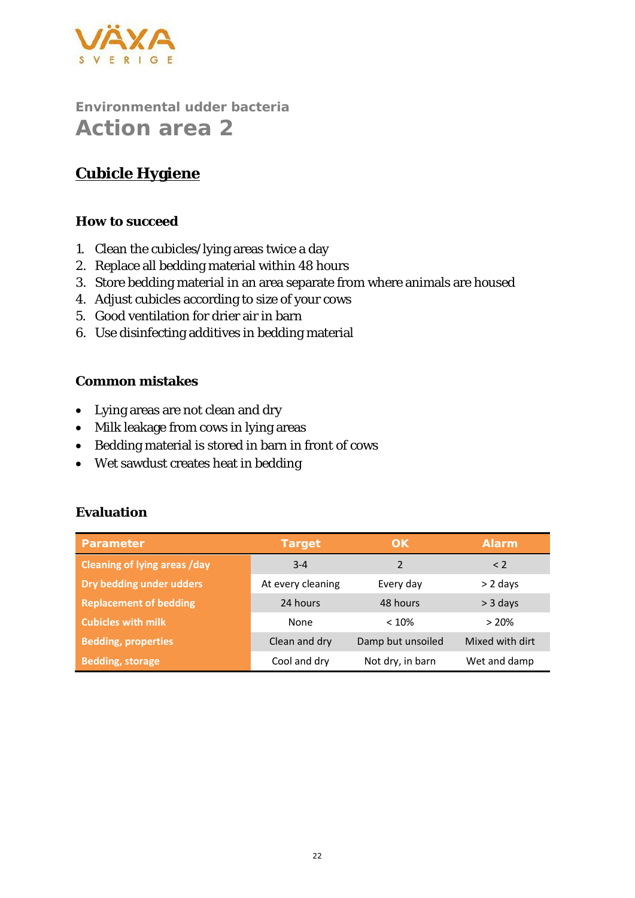VÄXA SVERIGE

## Environmental udder bacteria

# Action area 2

## Cubicle Hygiene

### How to succeed

1. Clean the cubicles/lying areas twice a day
2. Replace all bedding material within 48 hours
3. Store bedding material in an area separate from where animals are housed
4. Adjust cubicles according to size of your cows
5. Good ventilation for drier air in barn
6. Use disinfecting additives in bedding material

### Common mistakes

- Lying areas are not clean and dry
- Milk leakage from cows in lying areas
- Bedding material is stored in barn in front of cows
- Wet sawdust creates heat in bedding

### Evaluation

| Parameter | Target | OK | Alarm |
|---|---|---|---|
| Cleaning of lying areas /day | 3-4 | 2 | < 2 |
| Dry bedding under udders | At every cleaning | Every day | > 2 days |
| Replacement of bedding | 24 hours | 48 hours | > 3 days |
| Cubicles with milk | None | < 10% | > 20% |
| Bedding, properties | Clean and dry | Damp but unsoiled | Mixed with dirt |
| Bedding, storage | Cool and dry | Not dry, in barn | Wet and damp |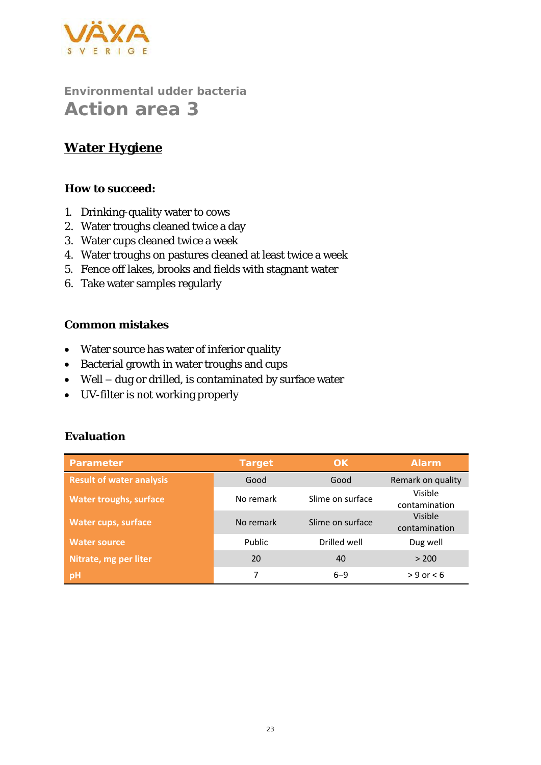VÄXA SVERIGE

## Environmental udder bacteria
# Action area 3

## Water Hygiene

### How to succeed:

1. Drinking-quality water to cows
2. Water troughs cleaned twice a day
3. Water cups cleaned twice a week
4. Water troughs on pastures cleaned at least twice a week
5. Fence off lakes, brooks and fields with stagnant water
6. Take water samples regularly

### Common mistakes

- Water source has water of inferior quality
- Bacterial growth in water troughs and cups
- Well – dug or drilled, is contaminated by surface water
- UV-filter is not working properly

### Evaluation

| Parameter | Target | OK | Alarm |
|---|---|---|---|
| Result of water analysis | Good | Good | Remark on quality |
| Water troughs, surface | No remark | Slime on surface | Visible contamination |
| Water cups, surface | No remark | Slime on surface | Visible contamination |
| Water source | Public | Drilled well | Dug well |
| Nitrate, mg per liter | 20 | 40 | > 200 |
| pH | 7 | 6–9 | > 9 or < 6 |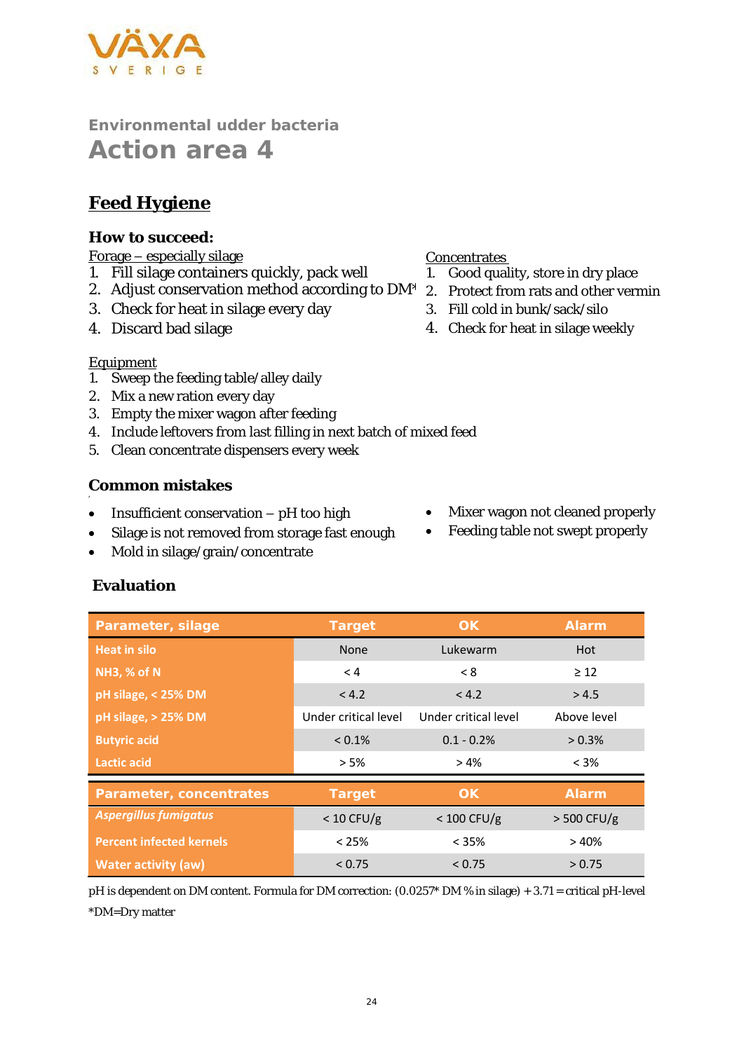VÄXA SVERIGE

## Environmental udder bacteria

# Action area 4

## Feed Hygiene

### How to succeed:

Forage – especially silage

1. Fill silage containers quickly, pack well
2. Adjust conservation method according to DM*
3. Check for heat in silage every day
4. Discard bad silage

Concentrates

1. Good quality, store in dry place
2. Protect from rats and other vermin
3. Fill cold in bunk/sack/silo
4. Check for heat in silage weekly

Equipment

1. Sweep the feeding table/alley daily
2. Mix a new ration every day
3. Empty the mixer wagon after feeding
4. Include leftovers from last filling in next batch of mixed feed
5. Clean concentrate dispensers every week

### Common mistakes

- Insufficient conservation – pH too high
- Silage is not removed from storage fast enough
- Mold in silage/grain/concentrate
- Mixer wagon not cleaned properly
- Feeding table not swept properly

### Evaluation

| Parameter, silage | Target | OK | Alarm |
|---|---|---|---|
| Heat in silo | None | Lukewarm | Hot |
| NH3, % of N | < 4 | < 8 | ≥ 12 |
| pH silage, < 25% DM | < 4.2 | < 4.2 | > 4.5 |
| pH silage, > 25% DM | Under critical level | Under critical level | Above level |
| Butyric acid | < 0.1% | 0.1 - 0.2% | > 0.3% |
| Lactic acid | > 5% | > 4% | < 3% |
| **Parameter, concentrates** | **Target** | **OK** | **Alarm** |
| *Aspergillus fumigatus* | < 10 CFU/g | < 100 CFU/g | > 500 CFU/g |
| Percent infected kernels | < 25% | < 35% | > 40% |
| Water activity (aw) | < 0.75 | < 0.75 | > 0.75 |

pH is dependent on DM content. Formula for DM correction: (0.0257* DM % in silage) + 3.71 = critical pH-level

*DM=Dry matter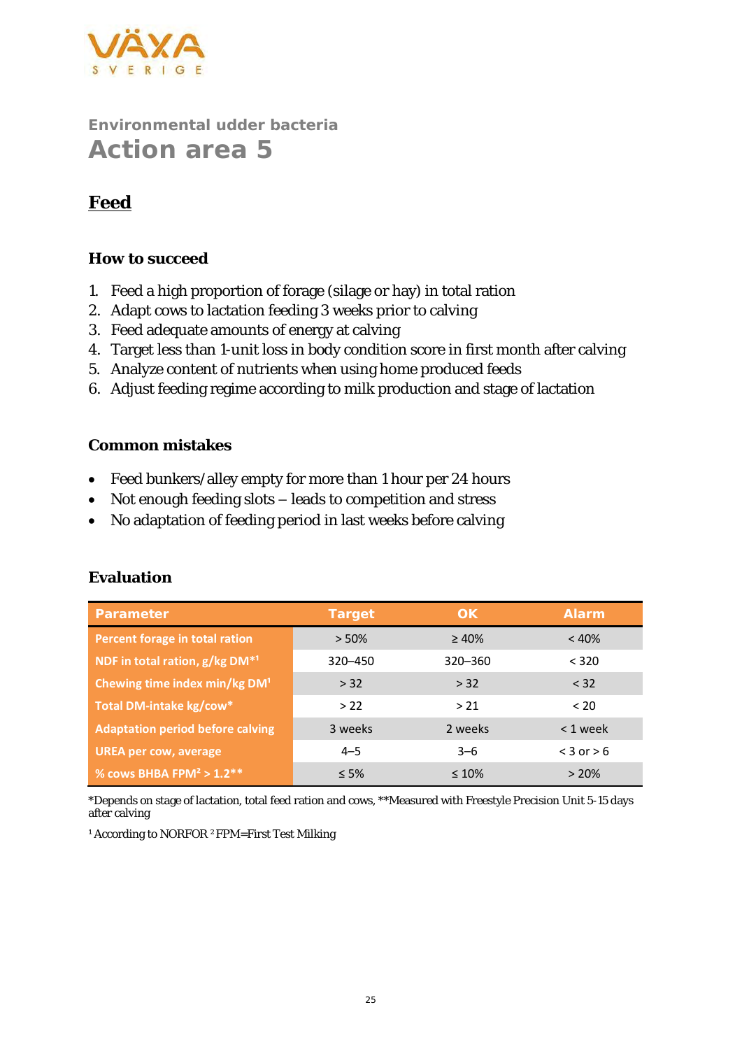Environmental udder bacteria

# Action area 5

## Feed

### How to succeed

1. Feed a high proportion of forage (silage or hay) in total ration
2. Adapt cows to lactation feeding 3 weeks prior to calving
3. Feed adequate amounts of energy at calving
4. Target less than 1-unit loss in body condition score in first month after calving
5. Analyze content of nutrients when using home produced feeds
6. Adjust feeding regime according to milk production and stage of lactation

### Common mistakes

- Feed bunkers/alley empty for more than 1 hour per 24 hours
- Not enough feeding slots – leads to competition and stress
- No adaptation of feeding period in last weeks before calving

### Evaluation

| Parameter | Target | OK | Alarm |
|---|---|---|---|
| Percent forage in total ration | > 50% | ≥ 40% | < 40% |
| NDF in total ration, g/kg DM*[1] | 320–450 | 320–360 | < 320 |
| Chewing time index min/kg DM[1] | > 32 | > 32 | < 32 |
| Total DM-intake kg/cow* | > 22 | > 21 | < 20 |
| Adaptation period before calving | 3 weeks | 2 weeks | < 1 week |
| UREA per cow, average | 4–5 | 3–6 | < 3 or > 6 |
| % cows BHBA FPM[2] > 1.2** | ≤ 5% | ≤ 10% | > 20% |

*Depends on stage of lactation, total feed ration and cows, **Measured with Freestyle Precision Unit 5-15 days after calving

[1] According to NORFOR [2] FPM=First Test Milking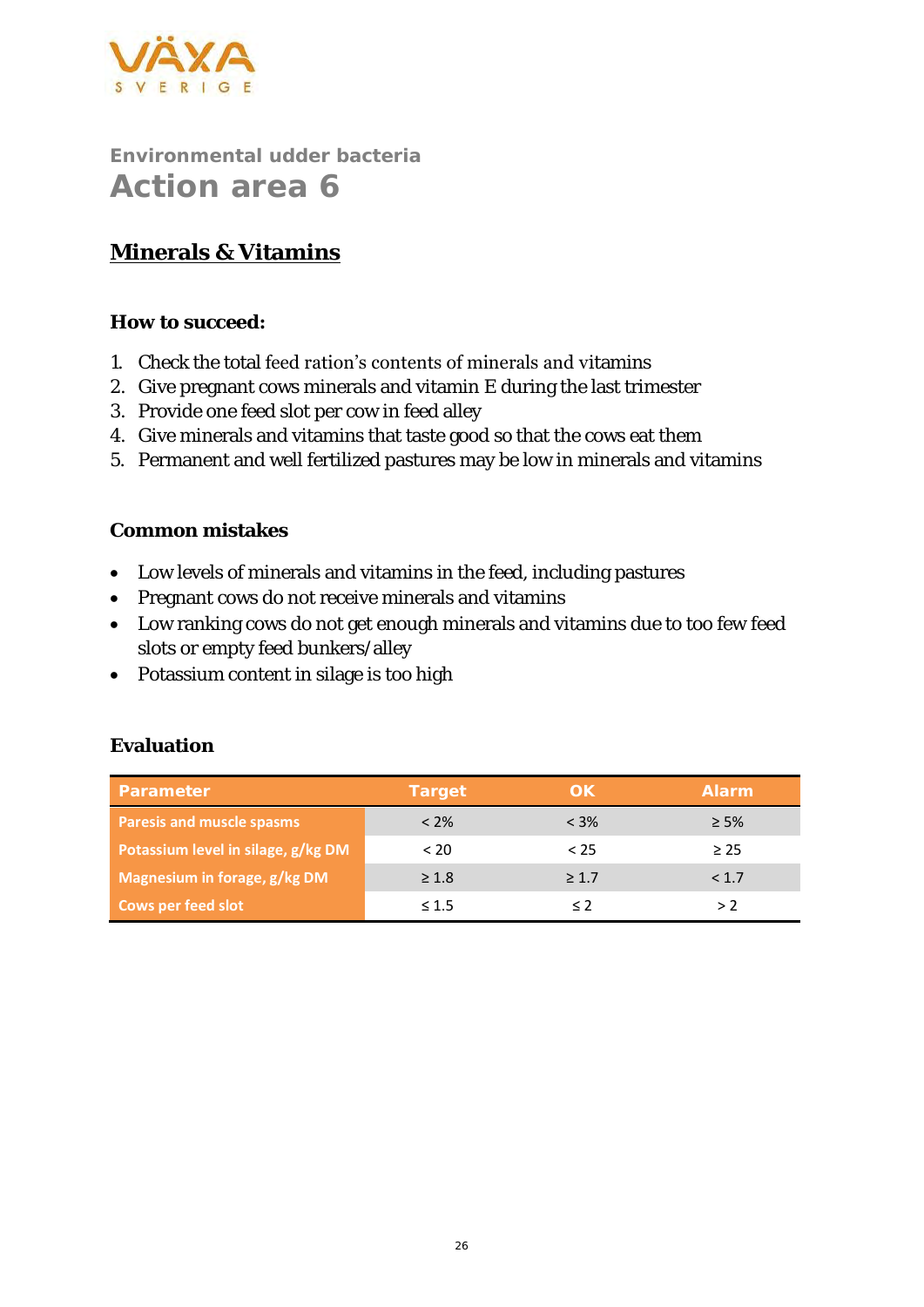Environmental udder bacteria

# Action area 6

## Minerals & Vitamins

### How to succeed:

1. Check the total feed ration's contents of minerals and vitamins
2. Give pregnant cows minerals and vitamin E during the last trimester
3. Provide one feed slot per cow in feed alley
4. Give minerals and vitamins that taste good so that the cows eat them
5. Permanent and well fertilized pastures may be low in minerals and vitamins

### Common mistakes

- Low levels of minerals and vitamins in the feed, including pastures
- Pregnant cows do not receive minerals and vitamins
- Low ranking cows do not get enough minerals and vitamins due to too few feed slots or empty feed bunkers/alley
- Potassium content in silage is too high

### Evaluation

| Parameter | Target | OK | Alarm |
|---|---|---|---|
| Paresis and muscle spasms | < 2% | < 3% | ≥ 5% |
| Potassium level in silage, g/kg DM | < 20 | < 25 | ≥ 25 |
| Magnesium in forage, g/kg DM | ≥ 1.8 | ≥ 1.7 | < 1.7 |
| Cows per feed slot | ≤ 1.5 | ≤ 2 | > 2 |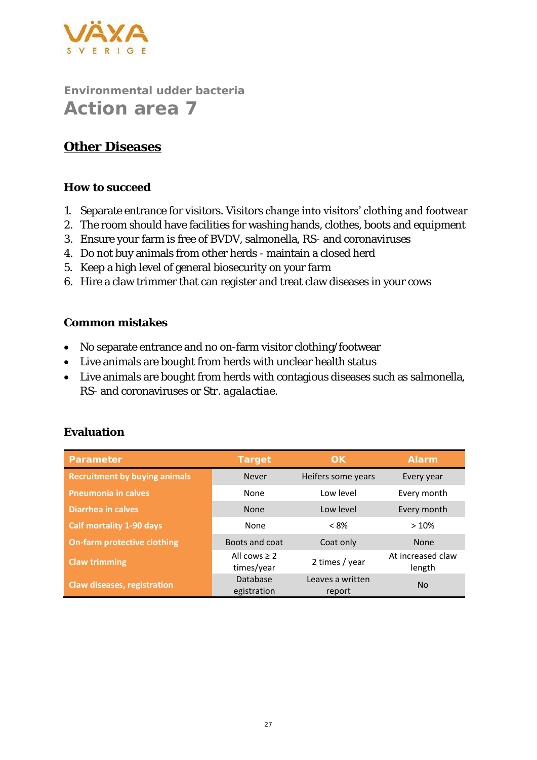VÄXA SVERIGE

Environmental udder bacteria

# Action area 7

## Other Diseases

### How to succeed

1. Separate entrance for visitors. Visitors change into visitors' clothing and footwear
2. The room should have facilities for washing hands, clothes, boots and equipment
3. Ensure your farm is free of BVDV, salmonella, RS- and coronaviruses
4. Do not buy animals from other herds - maintain a closed herd
5. Keep a high level of general biosecurity on your farm
6. Hire a claw trimmer that can register and treat claw diseases in your cows

### Common mistakes

- No separate entrance and no on-farm visitor clothing/footwear
- Live animals are bought from herds with unclear health status
- Live animals are bought from herds with contagious diseases such as salmonella, RS- and coronaviruses or *Str. agalactiae*.

### Evaluation

| Parameter | Target | OK | Alarm |
|---|---|---|---|
| Recruitment by buying animals | Never | Heifers some years | Every year |
| Pneumonia in calves | None | Low level | Every month |
| Diarrhea in calves | None | Low level | Every month |
| Calf mortality 1-90 days | None | < 8% | > 10% |
| On-farm protective clothing | Boots and coat | Coat only | None |
| Claw trimming | All cows ≥ 2 times/year | 2 times / year | At increased claw length |
| Claw diseases, registration | Database egistration | Leaves a written report | No |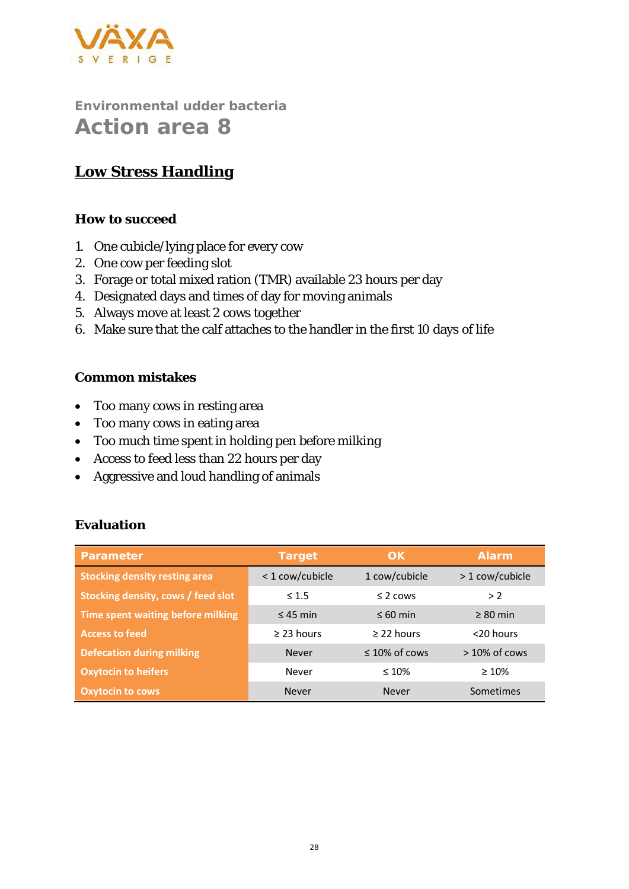Environmental udder bacteria

# Action area 8

## Low Stress Handling

### How to succeed

1. One cubicle/lying place for every cow
2. One cow per feeding slot
3. Forage or total mixed ration (TMR) available 23 hours per day
4. Designated days and times of day for moving animals
5. Always move at least 2 cows together
6. Make sure that the calf attaches to the handler in the first 10 days of life

### Common mistakes

- Too many cows in resting area
- Too many cows in eating area
- Too much time spent in holding pen before milking
- Access to feed less than 22 hours per day
- Aggressive and loud handling of animals

### Evaluation

| Parameter | Target | OK | Alarm |
|---|---|---|---|
| Stocking density resting area | < 1 cow/cubicle | 1 cow/cubicle | > 1 cow/cubicle |
| Stocking density, cows / feed slot | ≤ 1.5 | ≤ 2 cows | > 2 |
| Time spent waiting before milking | ≤ 45 min | ≤ 60 min | ≥ 80 min |
| Access to feed | ≥ 23 hours | ≥ 22 hours | <20 hours |
| Defecation during milking | Never | ≤ 10% of cows | > 10% of cows |
| Oxytocin to heifers | Never | ≤ 10% | ≥ 10% |
| Oxytocin to cows | Never | Never | Sometimes |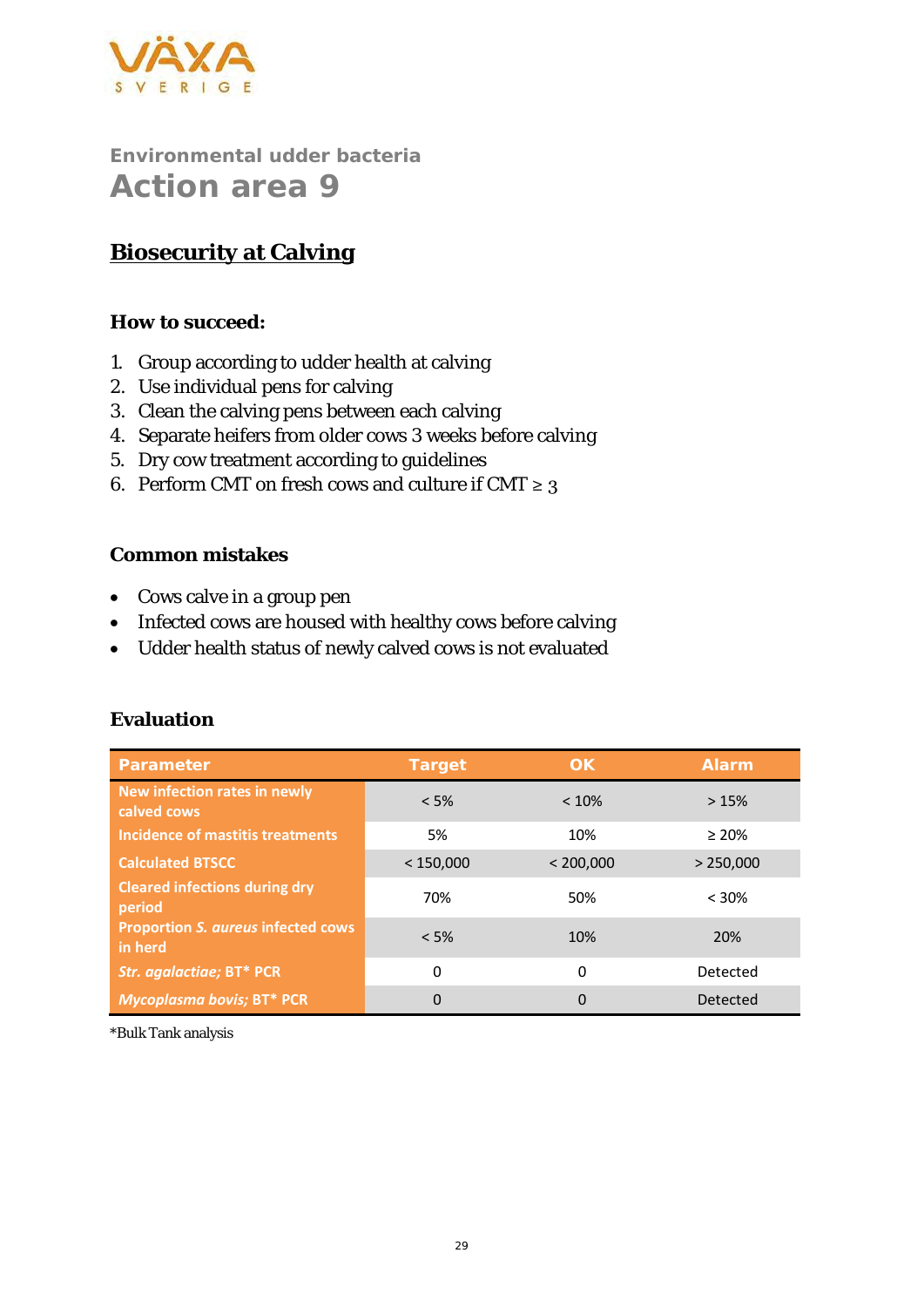### Environmental udder bacteria

# Action area 9

## Biosecurity at Calving

### How to succeed:

1. Group according to udder health at calving
2. Use individual pens for calving
3. Clean the calving pens between each calving
4. Separate heifers from older cows 3 weeks before calving
5. Dry cow treatment according to guidelines
6. Perform CMT on fresh cows and culture if CMT ≥ 3

### Common mistakes

- Cows calve in a group pen
- Infected cows are housed with healthy cows before calving
- Udder health status of newly calved cows is not evaluated

### Evaluation

| Parameter | Target | OK | Alarm |
|---|---|---|---|
| New infection rates in newly calved cows | < 5% | < 10% | > 15% |
| Incidence of mastitis treatments | 5% | 10% | ≥ 20% |
| Calculated BTSCC | < 150,000 | < 200,000 | > 250,000 |
| Cleared infections during dry period | 70% | 50% | < 30% |
| Proportion *S. aureus* infected cows in herd | < 5% | 10% | 20% |
| *Str. agalactiae;* BT* PCR | 0 | 0 | Detected |
| *Mycoplasma bovis;* BT* PCR | 0 | 0 | Detected |

*Bulk Tank analysis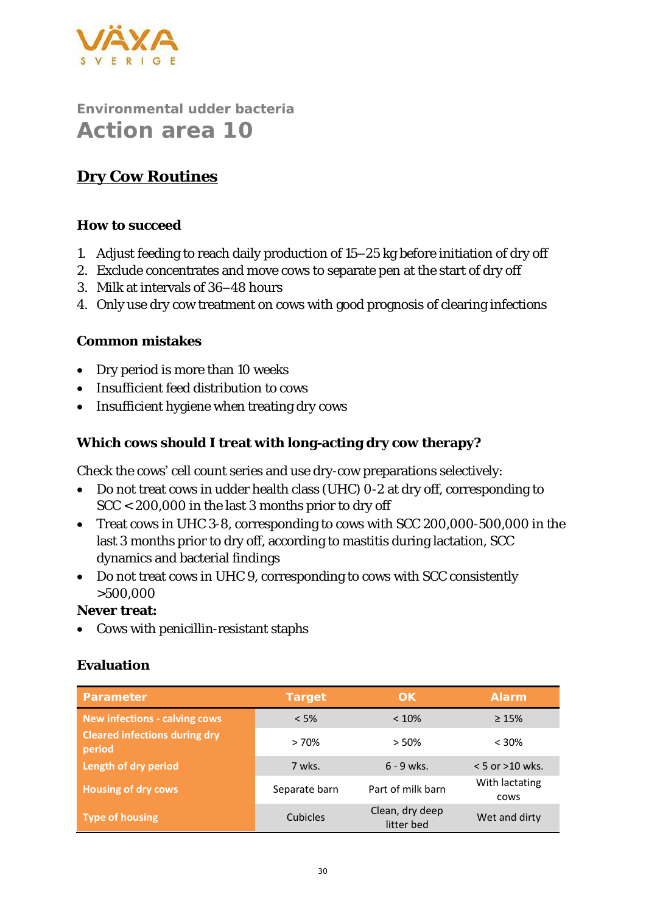VÄXA SVERIGE

## Environmental udder bacteria

# Action area 10

## Dry Cow Routines

### How to succeed

1. Adjust feeding to reach daily production of 15–25 kg before initiation of dry off
2. Exclude concentrates and move cows to separate pen at the start of dry off
3. Milk at intervals of 36–48 hours
4. Only use dry cow treatment on cows with good prognosis of clearing infections

### Common mistakes

- Dry period is more than 10 weeks
- Insufficient feed distribution to cows
- Insufficient hygiene when treating dry cows

### Which cows should I treat with long-acting dry cow therapy?

Check the cows' cell count series and use dry-cow preparations selectively:

- Do not treat cows in udder health class (UHC) 0-2 at dry off, corresponding to SCC < 200,000 in the last 3 months prior to dry off
- Treat cows in UHC 3-8, corresponding to cows with SCC 200,000-500,000 in the last 3 months prior to dry off, according to mastitis during lactation, SCC dynamics and bacterial findings
- Do not treat cows in UHC 9, corresponding to cows with SCC consistently >500,000

**Never treat:**

- Cows with penicillin-resistant staphs

### Evaluation

| Parameter | Target | OK | Alarm |
|---|---|---|---|
| New infections - calving cows | < 5% | < 10% | ≥ 15% |
| Cleared infections during dry period | > 70% | > 50% | < 30% |
| Length of dry period | 7 wks. | 6 - 9 wks. | < 5 or >10 wks. |
| Housing of dry cows | Separate barn | Part of milk barn | With lactating cows |
| Type of housing | Cubicles | Clean, dry deep litter bed | Wet and dirty |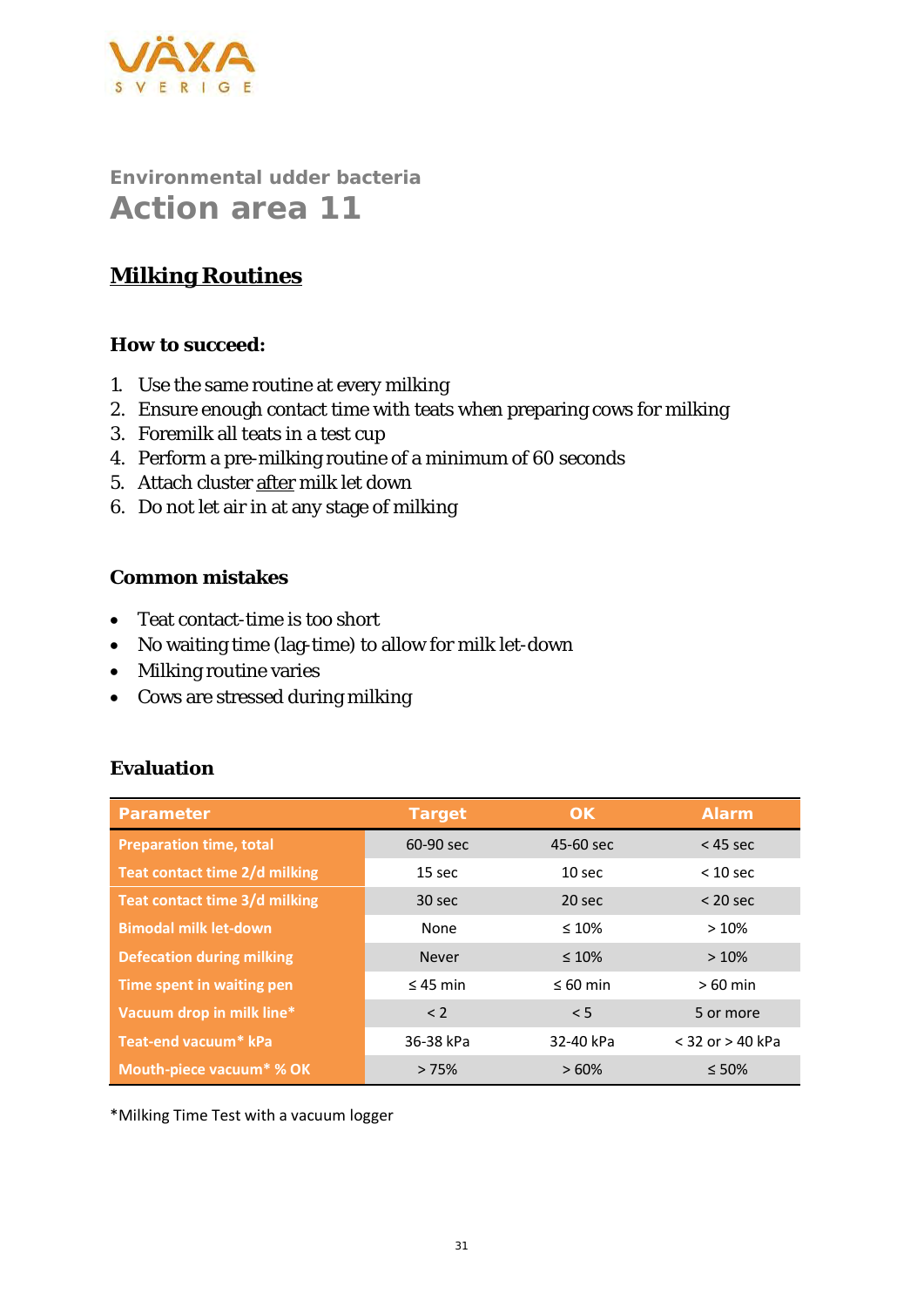## Environmental udder bacteria

# Action area 11

## Milking Routines

### How to succeed:

1. Use the same routine at every milking
2. Ensure enough contact time with teats when preparing cows for milking
3. Foremilk all teats in a test cup
4. Perform a pre-milking routine of a minimum of 60 seconds
5. Attach cluster after milk let down
6. Do not let air in at any stage of milking

### Common mistakes

- Teat contact-time is too short
- No waiting time (lag-time) to allow for milk let-down
- Milking routine varies
- Cows are stressed during milking

### Evaluation

| Parameter | Target | OK | Alarm |
|---|---|---|---|
| Preparation time, total | 60-90 sec | 45-60 sec | < 45 sec |
| Teat contact time 2/d milking | 15 sec | 10 sec | < 10 sec |
| Teat contact time 3/d milking | 30 sec | 20 sec | < 20 sec |
| Bimodal milk let-down | None | ≤ 10% | > 10% |
| Defecation during milking | Never | ≤ 10% | > 10% |
| Time spent in waiting pen | ≤ 45 min | ≤ 60 min | > 60 min |
| Vacuum drop in milk line* | < 2 | < 5 | 5 or more |
| Teat-end vacuum* kPa | 36-38 kPa | 32-40 kPa | < 32 or > 40 kPa |
| Mouth-piece vacuum* % OK | > 75% | > 60% | ≤ 50% |

*Milking Time Test with a vacuum logger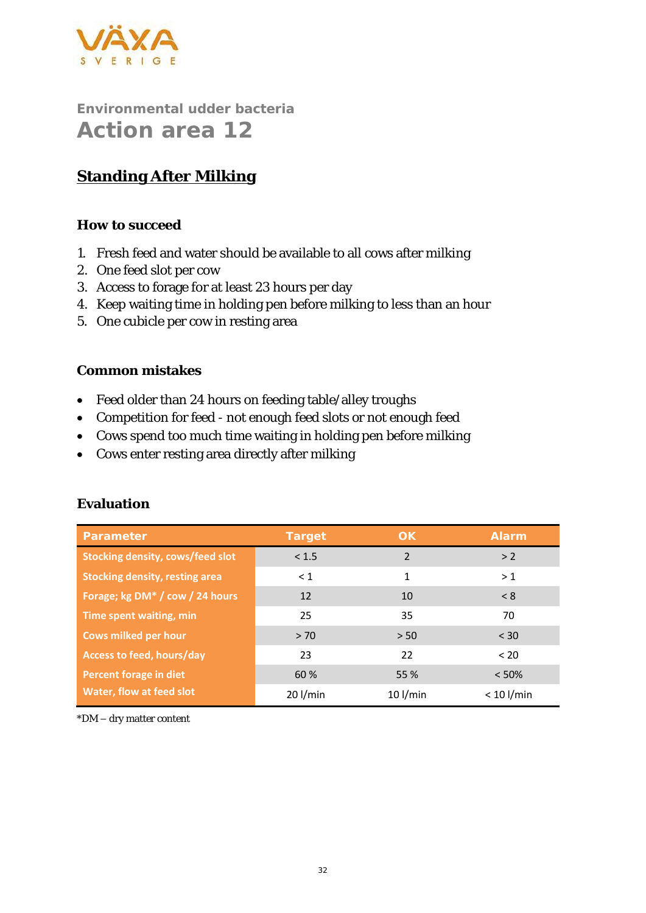VÄXA SVERIGE

## Environmental udder bacteria

# Action area 12

## Standing After Milking

### How to succeed

1. Fresh feed and water should be available to all cows after milking
2. One feed slot per cow
3. Access to forage for at least 23 hours per day
4. Keep waiting time in holding pen before milking to less than an hour
5. One cubicle per cow in resting area

### Common mistakes

- Feed older than 24 hours on feeding table/alley troughs
- Competition for feed - not enough feed slots or not enough feed
- Cows spend too much time waiting in holding pen before milking
- Cows enter resting area directly after milking

### Evaluation

| Parameter | Target | OK | Alarm |
|---|---|---|---|
| Stocking density, cows/feed slot | < 1.5 | 2 | > 2 |
| Stocking density, resting area | < 1 | 1 | > 1 |
| Forage; kg DM* / cow / 24 hours | 12 | 10 | < 8 |
| Time spent waiting, min | 25 | 35 | 70 |
| Cows milked per hour | > 70 | > 50 | < 30 |
| Access to feed, hours/day | 23 | 22 | < 20 |
| Percent forage in diet | 60 % | 55 % | < 50% |
| Water, flow at feed slot | 20 l/min | 10 l/min | < 10 l/min |

*DM – dry matter content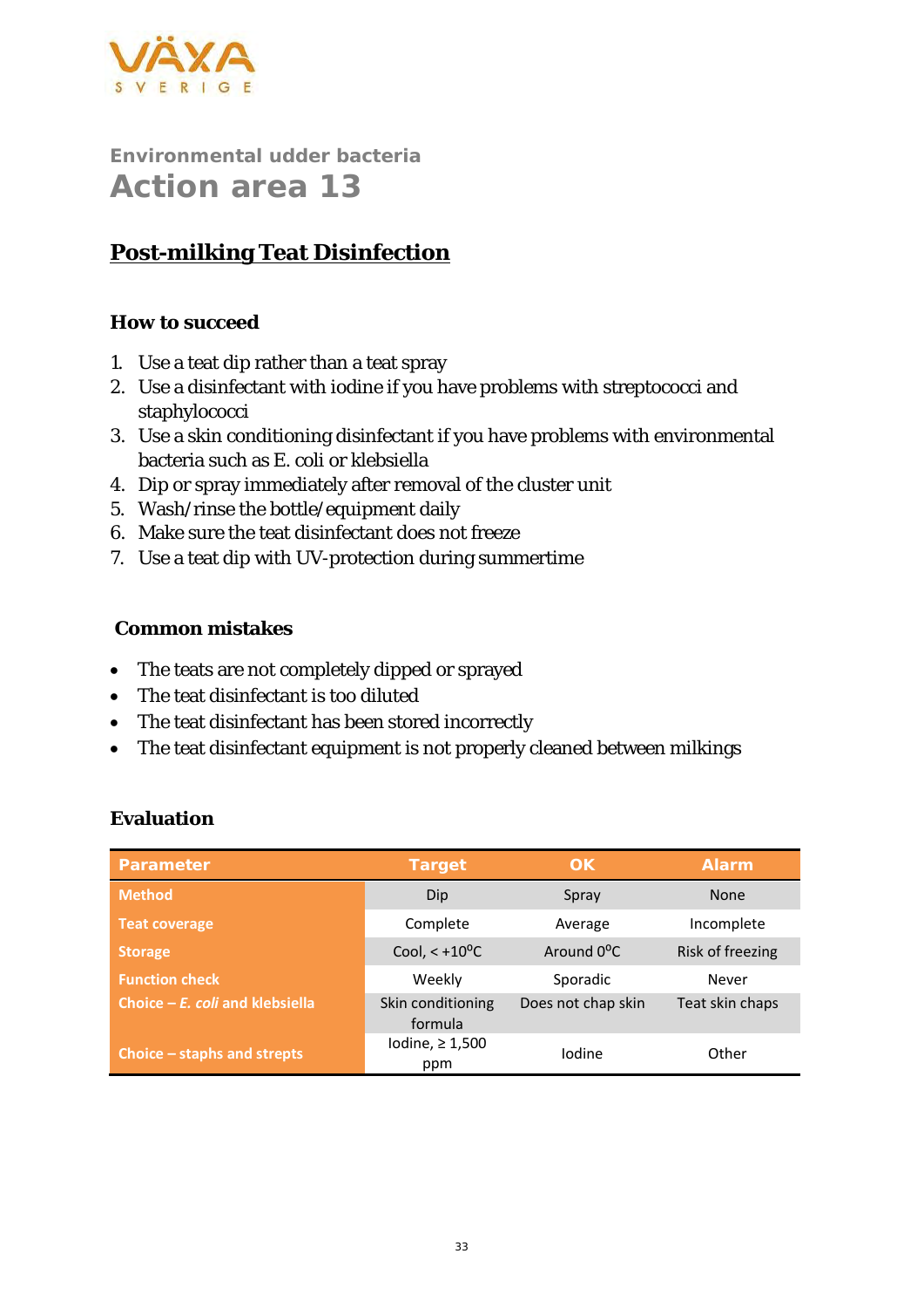Environmental udder bacteria

# Action area 13

## Post-milking Teat Disinfection

### How to succeed

1. Use a teat dip rather than a teat spray
2. Use a disinfectant with iodine if you have problems with streptococci and staphylococci
3. Use a skin conditioning disinfectant if you have problems with environmental bacteria such as E. coli or klebsiella
4. Dip or spray immediately after removal of the cluster unit
5. Wash/rinse the bottle/equipment daily
6. Make sure the teat disinfectant does not freeze
7. Use a teat dip with UV-protection during summertime

### Common mistakes

- The teats are not completely dipped or sprayed
- The teat disinfectant is too diluted
- The teat disinfectant has been stored incorrectly
- The teat disinfectant equipment is not properly cleaned between milkings

### Evaluation

| Parameter | Target | OK | Alarm |
|---|---|---|---|
| Method | Dip | Spray | None |
| Teat coverage | Complete | Average | Incomplete |
| Storage | Cool, < +10°C | Around 0°C | Risk of freezing |
| Function check | Weekly | Sporadic | Never |
| Choice – *E. coli* and klebsiella | Skin conditioning formula | Does not chap skin | Teat skin chaps |
| Choice – staphs and strepts | Iodine, ≥ 1,500 ppm | Iodine | Other |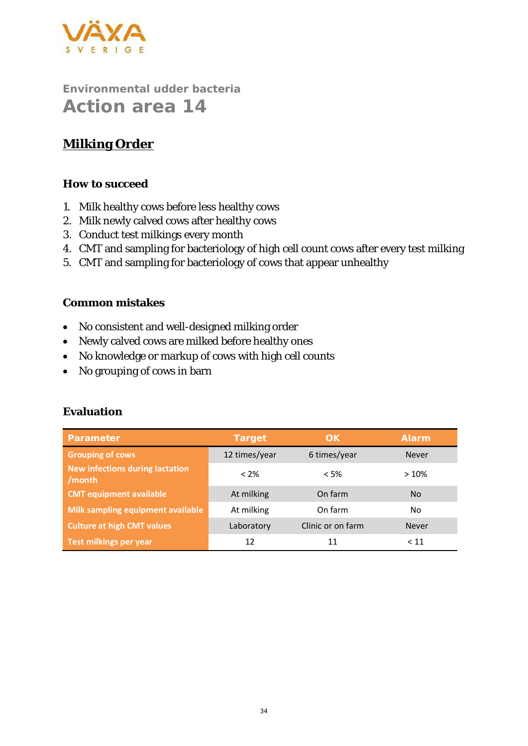VÄXA SVERIGE

## Environmental udder bacteria

# Action area 14

## Milking Order

### How to succeed

1. Milk healthy cows before less healthy cows
2. Milk newly calved cows after healthy cows
3. Conduct test milkings every month
4. CMT and sampling for bacteriology of high cell count cows after every test milking
5. CMT and sampling for bacteriology of cows that appear unhealthy

### Common mistakes

- No consistent and well-designed milking order
- Newly calved cows are milked before healthy ones
- No knowledge or markup of cows with high cell counts
- No grouping of cows in barn

### Evaluation

| Parameter | Target | OK | Alarm |
|---|---|---|---|
| Grouping of cows | 12 times/year | 6 times/year | Never |
| New infections during lactation /month | < 2% | < 5% | > 10% |
| CMT equipment available | At milking | On farm | No |
| Milk sampling equipment available | At milking | On farm | No |
| Culture at high CMT values | Laboratory | Clinic or on farm | Never |
| Test milkings per year | 12 | 11 | < 11 |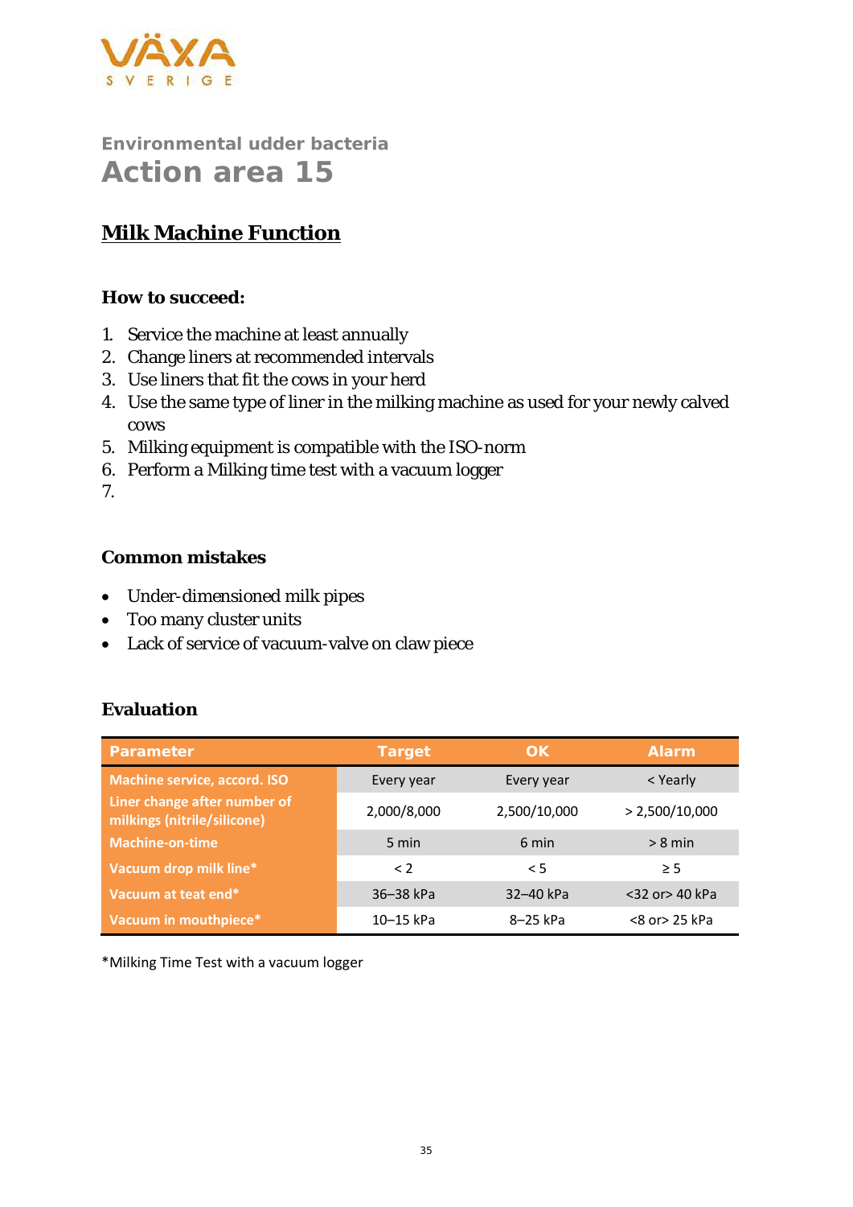VÄXA SVERIGE

Environmental udder bacteria

# Action area 15

## Milk Machine Function

### How to succeed:

1. Service the machine at least annually
2. Change liners at recommended intervals
3. Use liners that fit the cows in your herd
4. Use the same type of liner in the milking machine as used for your newly calved cows
5. Milking equipment is compatible with the ISO-norm
6. Perform a Milking time test with a vacuum logger
7. 

### Common mistakes

- Under-dimensioned milk pipes
- Too many cluster units
- Lack of service of vacuum-valve on claw piece

### Evaluation

| Parameter | Target | OK | Alarm |
|---|---|---|---|
| Machine service, accord. ISO | Every year | Every year | < Yearly |
| Liner change after number of milkings (nitrile/silicone) | 2,000/8,000 | 2,500/10,000 | > 2,500/10,000 |
| Machine-on-time | 5 min | 6 min | > 8 min |
| Vacuum drop milk line* | < 2 | < 5 | ≥ 5 |
| Vacuum at teat end* | 36–38 kPa | 32–40 kPa | <32 or> 40 kPa |
| Vacuum in mouthpiece* | 10–15 kPa | 8–25 kPa | <8 or> 25 kPa |

*Milking Time Test with a vacuum logger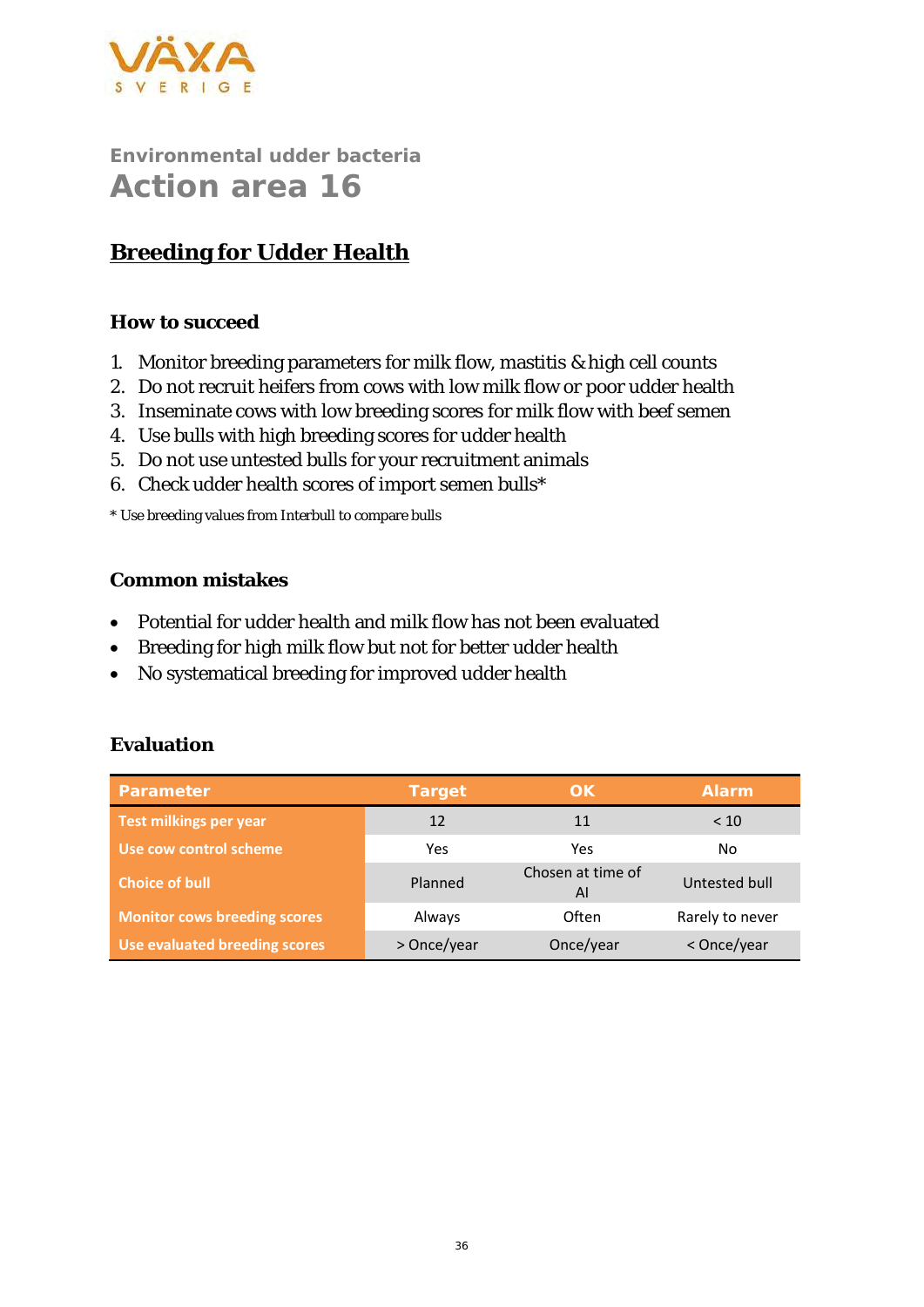VÄXA SVERIGE

## Environmental udder bacteria

# Action area 16

## Breeding for Udder Health

### How to succeed

1. Monitor breeding parameters for milk flow, mastitis & high cell counts
2. Do not recruit heifers from cows with low milk flow or poor udder health
3. Inseminate cows with low breeding scores for milk flow with beef semen
4. Use bulls with high breeding scores for udder health
5. Do not use untested bulls for your recruitment animals
6. Check udder health scores of import semen bulls*

\* Use breeding values from Interbull to compare bulls

### Common mistakes

- Potential for udder health and milk flow has not been evaluated
- Breeding for high milk flow but not for better udder health
- No systematical breeding for improved udder health

### Evaluation

| Parameter | Target | OK | Alarm |
|---|---|---|---|
| Test milkings per year | 12 | 11 | < 10 |
| Use cow control scheme | Yes | Yes | No |
| Choice of bull | Planned | Chosen at time of AI | Untested bull |
| Monitor cows breeding scores | Always | Often | Rarely to never |
| Use evaluated breeding scores | > Once/year | Once/year | < Once/year |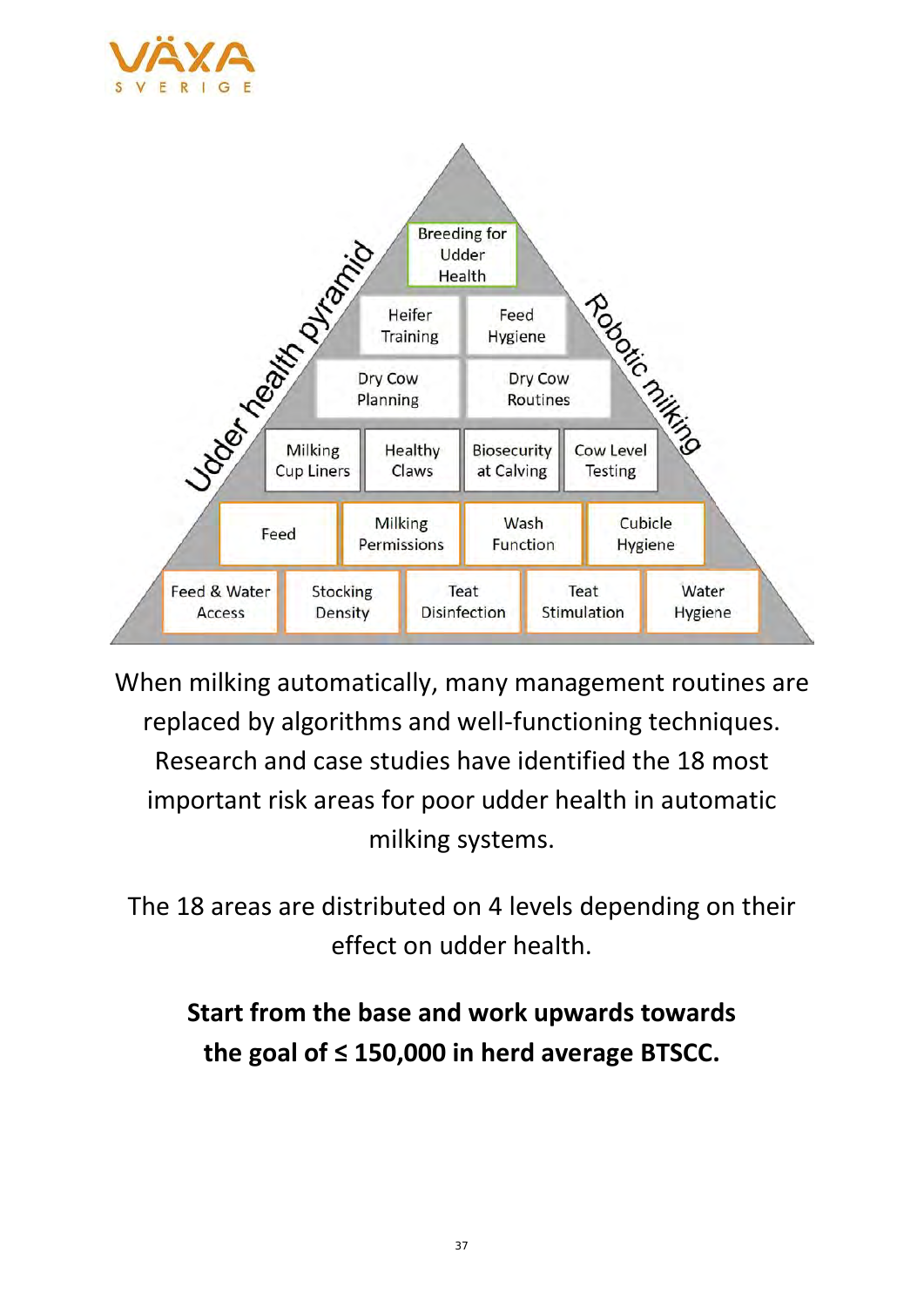Udder health pyramid

Robotic milking

- Breeding for Udder Health
- Heifer Training
- Feed Hygiene
- Dry Cow Planning
- Dry Cow Routines
- Milking Cup Liners
- Healthy Claws
- Biosecurity at Calving
- Cow Level Testing
- Feed
- Milking Permissions
- Wash Function
- Cubicle Hygiene
- Feed & Water Access
- Stocking Density
- Teat Disinfection
- Teat Stimulation
- Water Hygiene

When milking automatically, many management routines are replaced by algorithms and well-functioning techniques. Research and case studies have identified the 18 most important risk areas for poor udder health in automatic milking systems.

The 18 areas are distributed on 4 levels depending on their effect on udder health.

**Start from the base and work upwards towards the goal of ≤ 150,000 in herd average BTSCC.**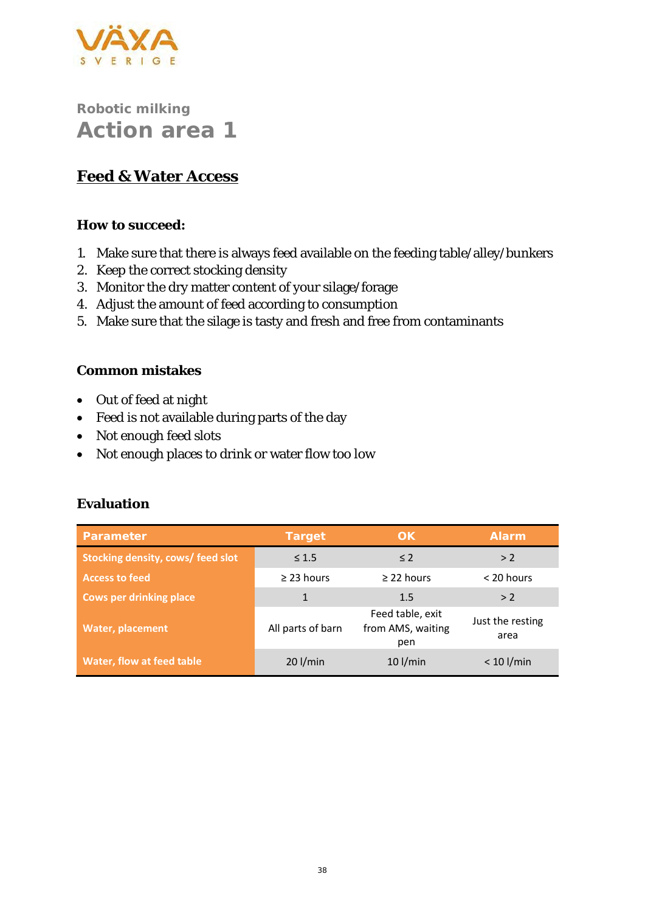VÄXA SVERIGE

Robotic milking

# Action area 1

## Feed & Water Access

### How to succeed:

1. Make sure that there is always feed available on the feeding table/alley/bunkers
2. Keep the correct stocking density
3. Monitor the dry matter content of your silage/forage
4. Adjust the amount of feed according to consumption
5. Make sure that the silage is tasty and fresh and free from contaminants

### Common mistakes

- Out of feed at night
- Feed is not available during parts of the day
- Not enough feed slots
- Not enough places to drink or water flow too low

### Evaluation

| Parameter | Target | OK | Alarm |
|---|---|---|---|
| Stocking density, cows/ feed slot | ≤ 1.5 | ≤ 2 | > 2 |
| Access to feed | ≥ 23 hours | ≥ 22 hours | < 20 hours |
| Cows per drinking place | 1 | 1.5 | > 2 |
| Water, placement | All parts of barn | Feed table, exit from AMS, waiting pen | Just the resting area |
| Water, flow at feed table | 20 l/min | 10 l/min | < 10 l/min |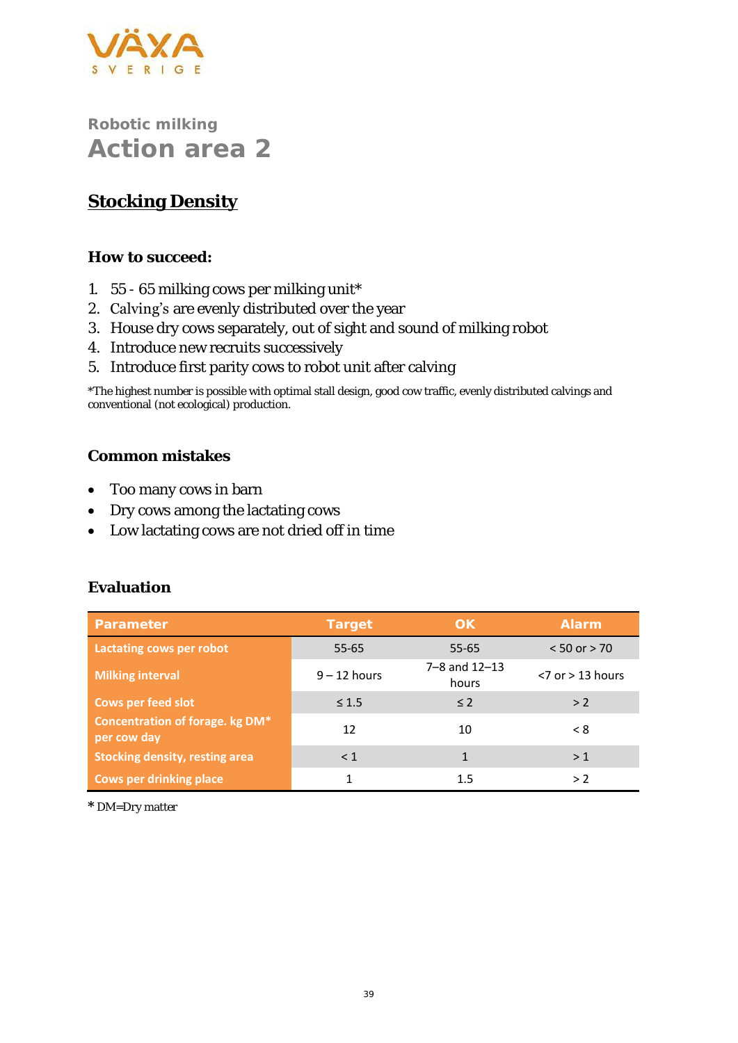VÄXA SVERIGE

## Robotic milking

# Action area 2

## Stocking Density

### How to succeed:

1. 55 - 65 milking cows per milking unit*
2. Calving's are evenly distributed over the year
3. House dry cows separately, out of sight and sound of milking robot
4. Introduce new recruits successively
5. Introduce first parity cows to robot unit after calving

*The highest number is possible with optimal stall design, good cow traffic, evenly distributed calvings and conventional (not ecological) production.

### Common mistakes

- Too many cows in barn
- Dry cows among the lactating cows
- Low lactating cows are not dried off in time

### Evaluation

| Parameter | Target | OK | Alarm |
|---|---|---|---|
| Lactating cows per robot | 55-65 | 55-65 | < 50 or > 70 |
| Milking interval | 9 – 12 hours | 7–8 and 12–13 hours | <7 or > 13 hours |
| Cows per feed slot | ≤ 1.5 | ≤ 2 | > 2 |
| Concentration of forage. kg DM* per cow day | 12 | 10 | < 8 |
| Stocking density, resting area | < 1 | 1 | > 1 |
| Cows per drinking place | 1 | 1.5 | > 2 |

* DM=Dry matter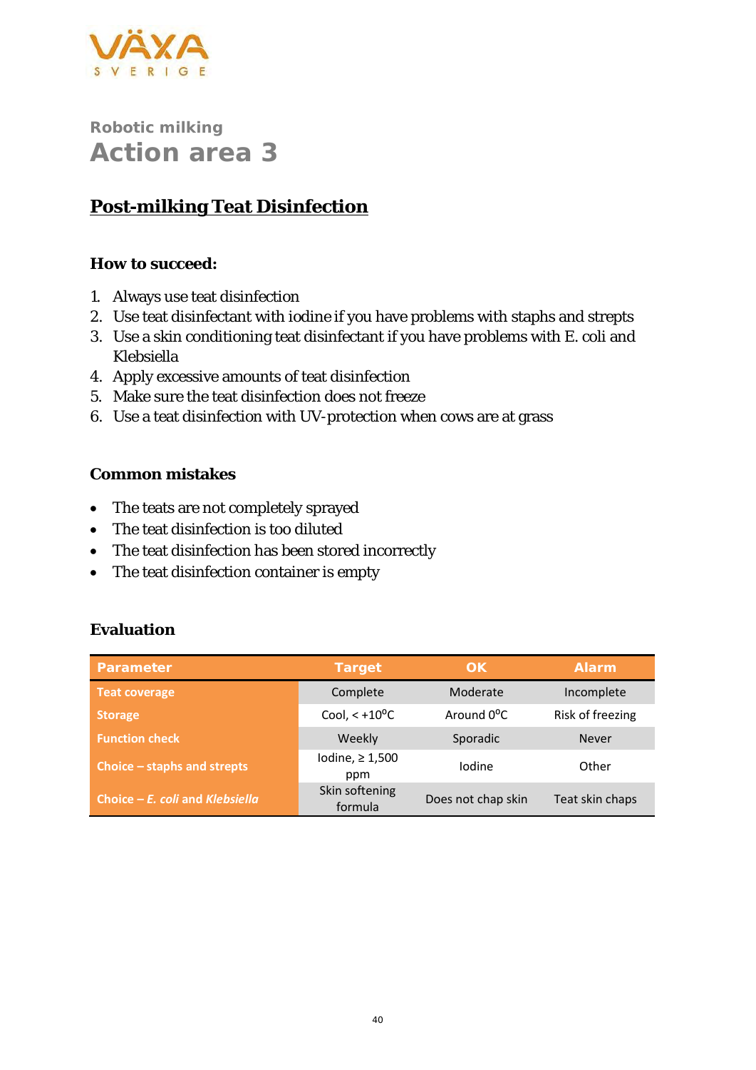VÄXA SVERIGE

Robotic milking

# Action area 3

## Post-milking Teat Disinfection

### How to succeed:

1. Always use teat disinfection
2. Use teat disinfectant with iodine if you have problems with staphs and strepts
3. Use a skin conditioning teat disinfectant if you have problems with E. coli and Klebsiella
4. Apply excessive amounts of teat disinfection
5. Make sure the teat disinfection does not freeze
6. Use a teat disinfection with UV-protection when cows are at grass

### Common mistakes

- The teats are not completely sprayed
- The teat disinfection is too diluted
- The teat disinfection has been stored incorrectly
- The teat disinfection container is empty

### Evaluation

| Parameter | Target | OK | Alarm |
|---|---|---|---|
| **Teat coverage** | Complete | Moderate | Incomplete |
| **Storage** | Cool, < +10°C | Around 0°C | Risk of freezing |
| **Function check** | Weekly | Sporadic | Never |
| **Choice – staphs and strepts** | Iodine, ≥ 1,500 ppm | Iodine | Other |
| **Choice – *E. coli* and *Klebsiella*** | Skin softening formula | Does not chap skin | Teat skin chaps |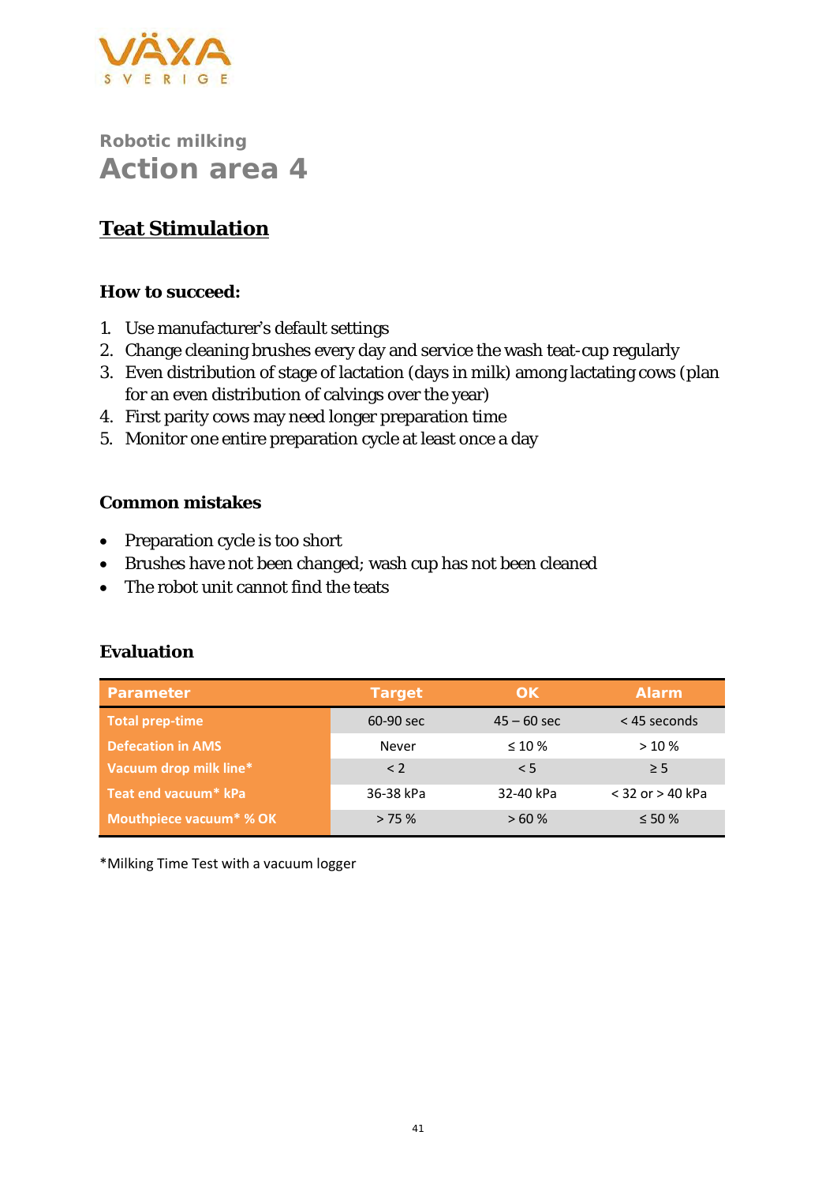VÄXA SVERIGE

Robotic milking

# Action area 4

## Teat Stimulation

### How to succeed:

1. Use manufacturer's default settings
2. Change cleaning brushes every day and service the wash teat-cup regularly
3. Even distribution of stage of lactation (days in milk) among lactating cows (plan for an even distribution of calvings over the year)
4. First parity cows may need longer preparation time
5. Monitor one entire preparation cycle at least once a day

### Common mistakes

- Preparation cycle is too short
- Brushes have not been changed; wash cup has not been cleaned
- The robot unit cannot find the teats

### Evaluation

| Parameter | Target | OK | Alarm |
|---|---|---|---|
| Total prep-time | 60-90 sec | 45 – 60 sec | < 45 seconds |
| Defecation in AMS | Never | ≤ 10 % | > 10 % |
| Vacuum drop milk line* | < 2 | < 5 | ≥ 5 |
| Teat end vacuum* kPa | 36-38 kPa | 32-40 kPa | < 32 or > 40 kPa |
| Mouthpiece vacuum* % OK | > 75 % | > 60 % | ≤ 50 % |

*Milking Time Test with a vacuum logger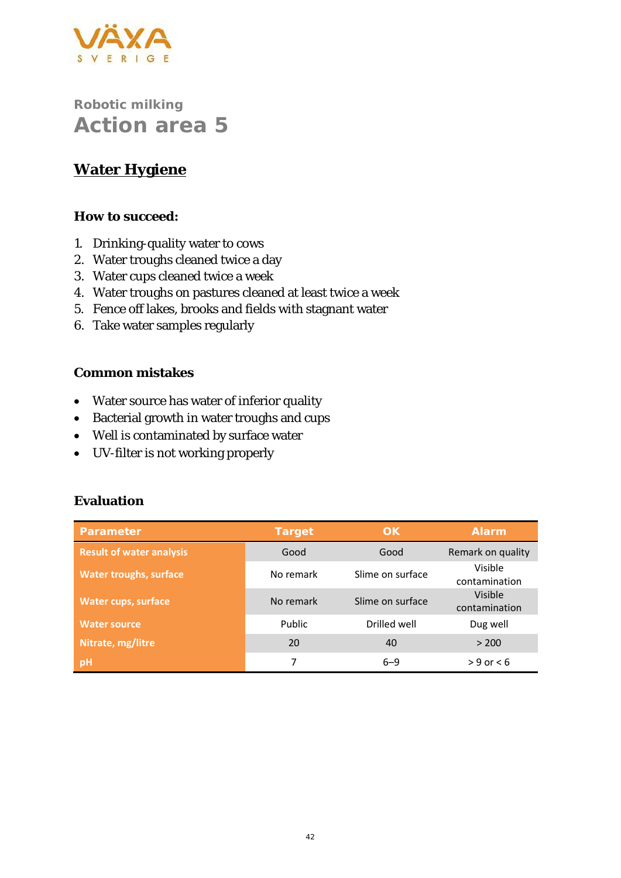VÄXA SVERIGE

Robotic milking

# Action area 5

## Water Hygiene

### How to succeed:

1. Drinking-quality water to cows
2. Water troughs cleaned twice a day
3. Water cups cleaned twice a week
4. Water troughs on pastures cleaned at least twice a week
5. Fence off lakes, brooks and fields with stagnant water
6. Take water samples regularly

### Common mistakes

- Water source has water of inferior quality
- Bacterial growth in water troughs and cups
- Well is contaminated by surface water
- UV-filter is not working properly

### Evaluation

| Parameter | Target | OK | Alarm |
|---|---|---|---|
| Result of water analysis | Good | Good | Remark on quality |
| Water troughs, surface | No remark | Slime on surface | Visible contamination |
| Water cups, surface | No remark | Slime on surface | Visible contamination |
| Water source | Public | Drilled well | Dug well |
| Nitrate, mg/litre | 20 | 40 | > 200 |
| pH | 7 | 6–9 | > 9 or < 6 |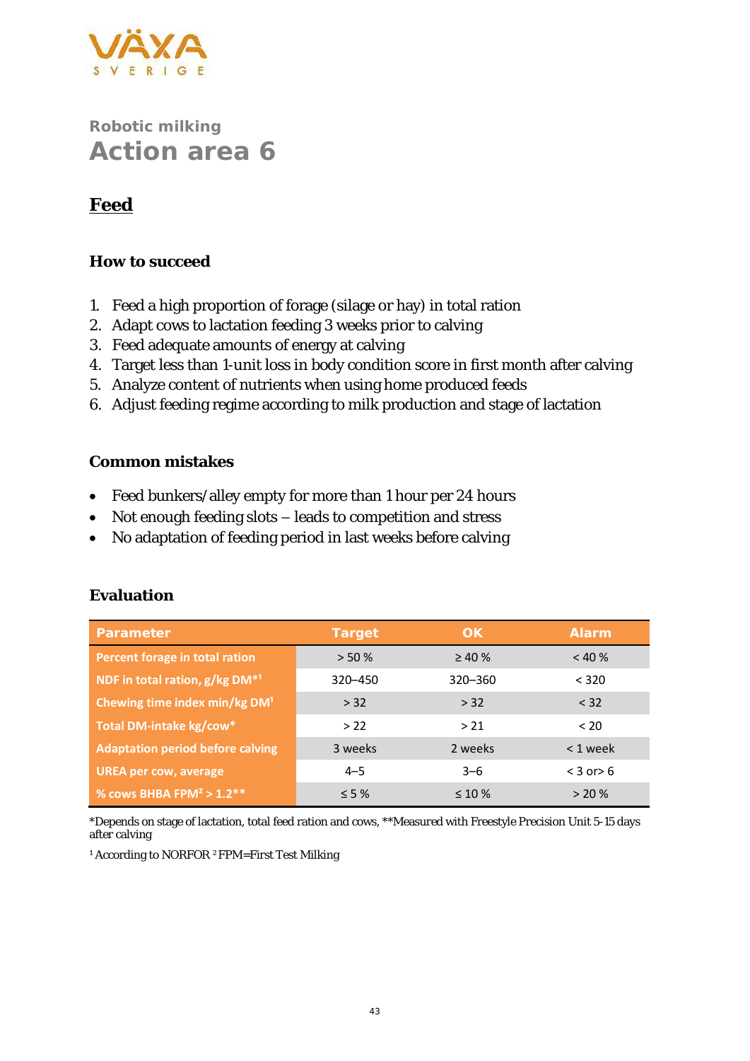## Robotic milking

# Action area 6

## Feed

### How to succeed

1. Feed a high proportion of forage (silage or hay) in total ration
2. Adapt cows to lactation feeding 3 weeks prior to calving
3. Feed adequate amounts of energy at calving
4. Target less than 1-unit loss in body condition score in first month after calving
5. Analyze content of nutrients when using home produced feeds
6. Adjust feeding regime according to milk production and stage of lactation

### Common mistakes

- Feed bunkers/alley empty for more than 1 hour per 24 hours
- Not enough feeding slots – leads to competition and stress
- No adaptation of feeding period in last weeks before calving

### Evaluation

| Parameter | Target | OK | Alarm |
|---|---|---|---|
| Percent forage in total ration | > 50 % | ≥ 40 % | < 40 % |
| NDF in total ration, g/kg DM*[1] | 320–450 | 320–360 | < 320 |
| Chewing time index min/kg DM[1] | > 32 | > 32 | < 32 |
| Total DM-intake kg/cow* | > 22 | > 21 | < 20 |
| Adaptation period before calving | 3 weeks | 2 weeks | < 1 week |
| UREA per cow, average | 4–5 | 3–6 | < 3 or> 6 |
| % cows BHBA FPM[2] > 1.2** | ≤ 5 % | ≤ 10 % | > 20 % |

*Depends on stage of lactation, total feed ration and cows, **Measured with Freestyle Precision Unit 5-15 days after calving

[1] According to NORFOR [2] FPM=First Test Milking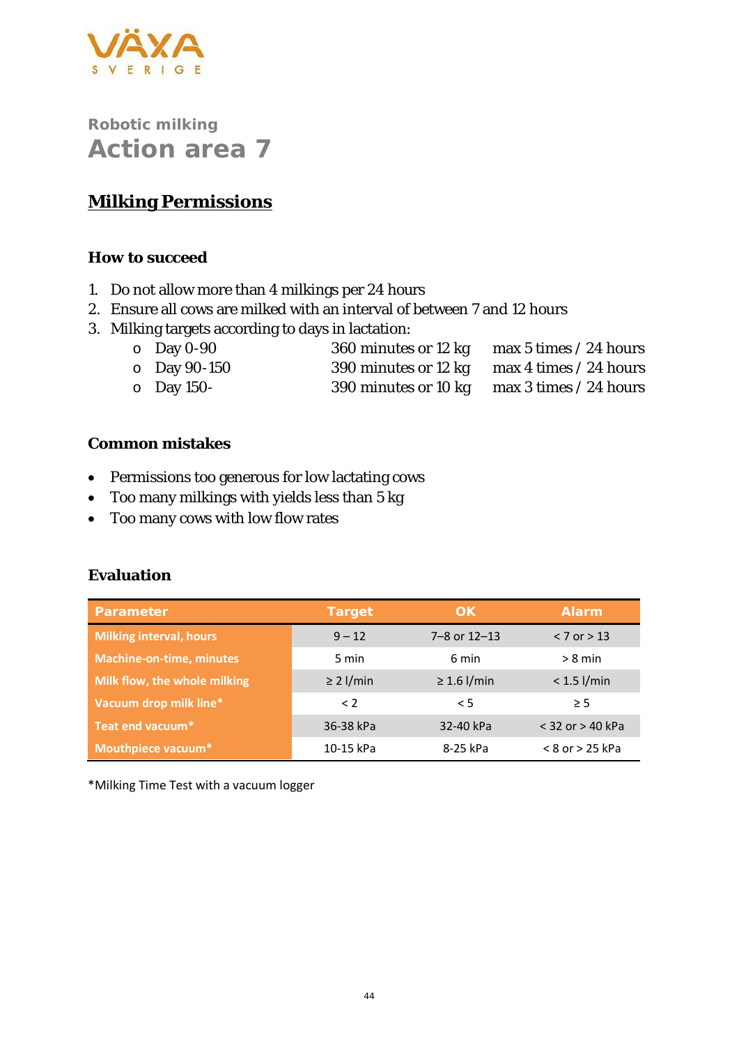Robotic milking

# Action area 7

## Milking Permissions

### How to succeed

1. Do not allow more than 4 milkings per 24 hours
2. Ensure all cows are milked with an interval of between 7 and 12 hours
3. Milking targets according to days in lactation:
   - Day 0-90 — 360 minutes or 12 kg — max 5 times / 24 hours
   - Day 90-150 — 390 minutes or 12 kg — max 4 times / 24 hours
   - Day 150- — 390 minutes or 10 kg — max 3 times / 24 hours

### Common mistakes

- Permissions too generous for low lactating cows
- Too many milkings with yields less than 5 kg
- Too many cows with low flow rates

### Evaluation

| Parameter | Target | OK | Alarm |
|---|---|---|---|
| Milking interval, hours | 9 – 12 | 7–8 or 12–13 | < 7 or > 13 |
| Machine-on-time, minutes | 5 min | 6 min | > 8 min |
| Milk flow, the whole milking | ≥ 2 l/min | ≥ 1.6 l/min | < 1.5 l/min |
| Vacuum drop milk line* | < 2 | < 5 | ≥ 5 |
| Teat end vacuum* | 36-38 kPa | 32-40 kPa | < 32 or > 40 kPa |
| Mouthpiece vacuum* | 10-15 kPa | 8-25 kPa | < 8 or > 25 kPa |

*Milking Time Test with a vacuum logger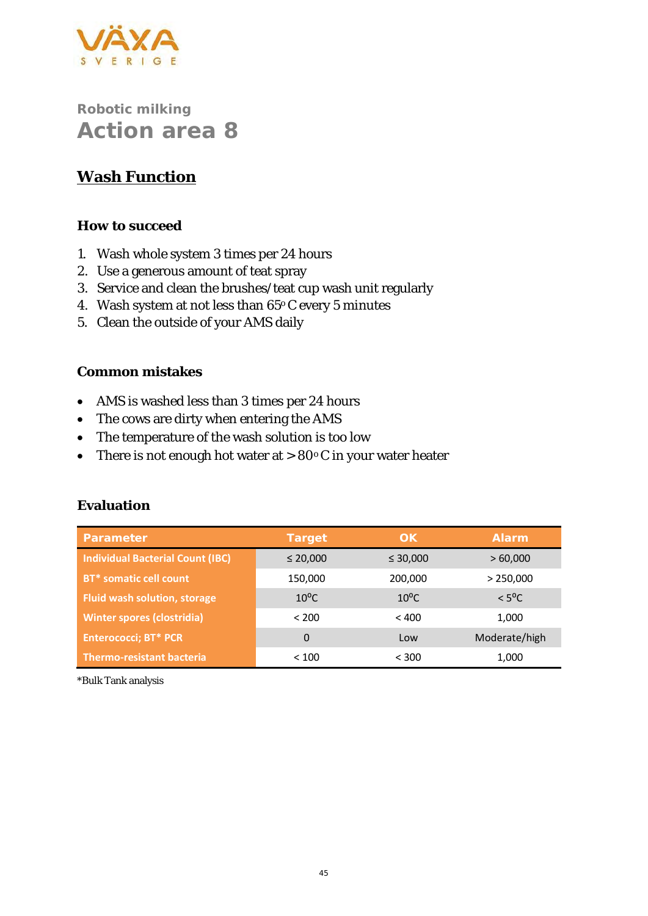VÄXA SVERIGE

## Robotic milking

# Action area 8

## Wash Function

### How to succeed

1. Wash whole system 3 times per 24 hours
2. Use a generous amount of teat spray
3. Service and clean the brushes/teat cup wash unit regularly
4. Wash system at not less than 65º C every 5 minutes
5. Clean the outside of your AMS daily

### Common mistakes

- AMS is washed less than 3 times per 24 hours
- The cows are dirty when entering the AMS
- The temperature of the wash solution is too low
- There is not enough hot water at > 80º C in your water heater

### Evaluation

| Parameter | Target | OK | Alarm |
|---|---|---|---|
| Individual Bacterial Count (IBC) | ≤ 20,000 | ≤ 30,000 | > 60,000 |
| BT* somatic cell count | 150,000 | 200,000 | > 250,000 |
| Fluid wash solution, storage | 10ºC | 10ºC | < 5ºC |
| Winter spores (clostridia) | < 200 | < 400 | 1,000 |
| Enterococci; BT* PCR | 0 | Low | Moderate/high |
| Thermo-resistant bacteria | < 100 | < 300 | 1,000 |

*Bulk Tank analysis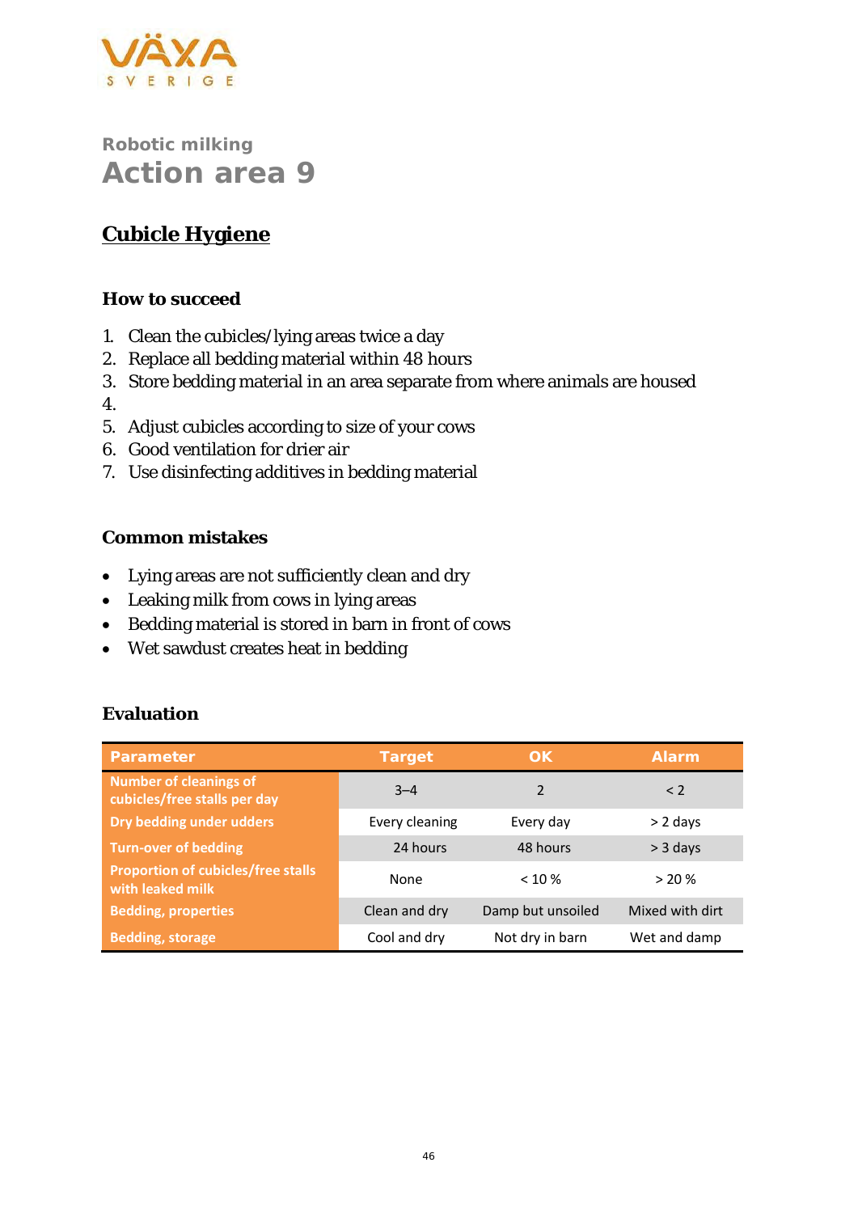Robotic milking

# Action area 9

## Cubicle Hygiene

### How to succeed

1. Clean the cubicles/lying areas twice a day
2. Replace all bedding material within 48 hours
3. Store bedding material in an area separate from where animals are housed
4. 
5. Adjust cubicles according to size of your cows
6. Good ventilation for drier air
7. Use disinfecting additives in bedding material

### Common mistakes

- Lying areas are not sufficiently clean and dry
- Leaking milk from cows in lying areas
- Bedding material is stored in barn in front of cows
- Wet sawdust creates heat in bedding

### Evaluation

| Parameter | Target | OK | Alarm |
|---|---|---|---|
| Number of cleanings of cubicles/free stalls per day | 3–4 | 2 | < 2 |
| Dry bedding under udders | Every cleaning | Every day | > 2 days |
| Turn-over of bedding | 24 hours | 48 hours | > 3 days |
| Proportion of cubicles/free stalls with leaked milk | None | < 10 % | > 20 % |
| Bedding, properties | Clean and dry | Damp but unsoiled | Mixed with dirt |
| Bedding, storage | Cool and dry | Not dry in barn | Wet and damp |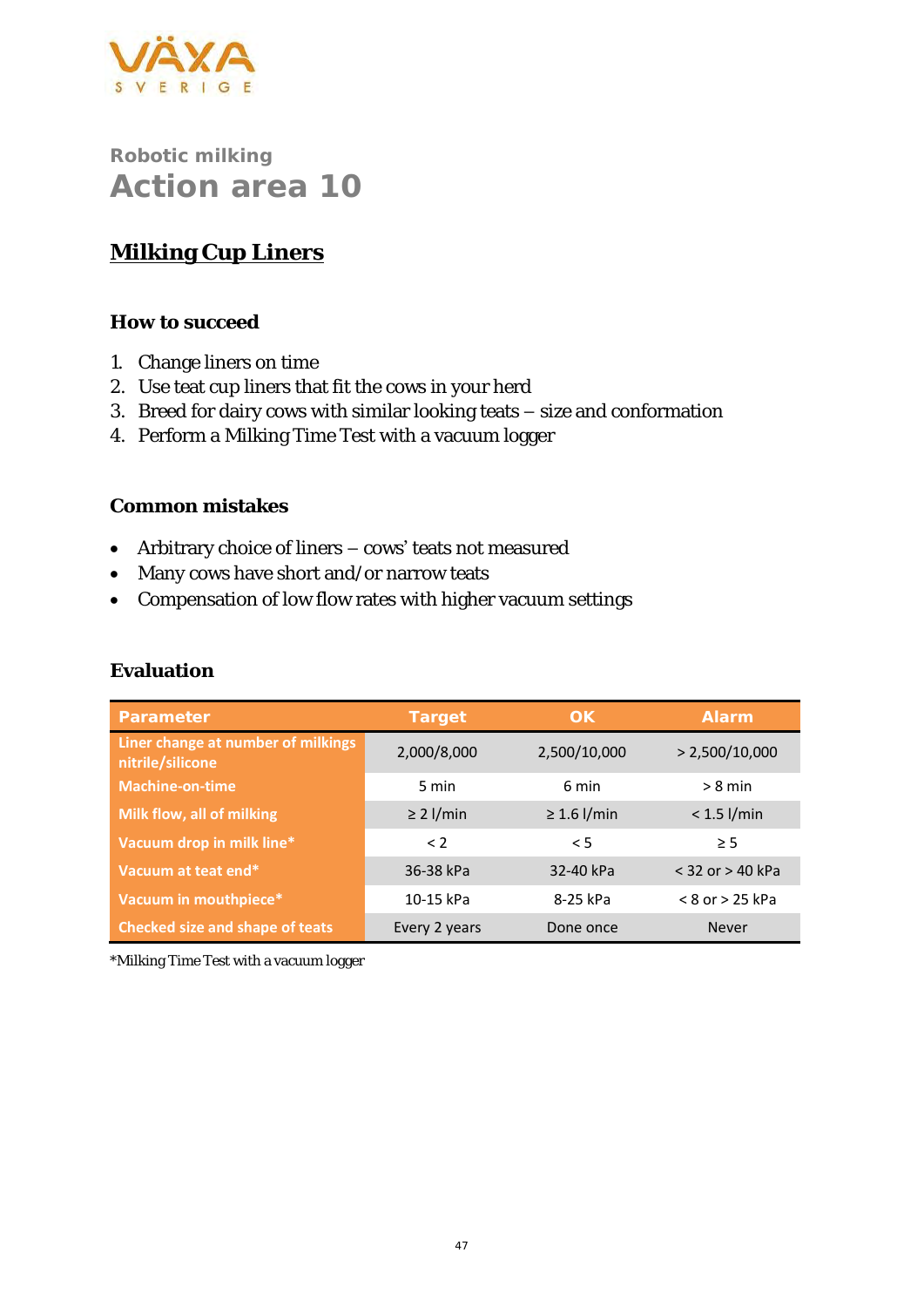Robotic milking

# Action area 10

## Milking Cup Liners

### How to succeed

1. Change liners on time
2. Use teat cup liners that fit the cows in your herd
3. Breed for dairy cows with similar looking teats – size and conformation
4. Perform a Milking Time Test with a vacuum logger

### Common mistakes

- Arbitrary choice of liners – cows' teats not measured
- Many cows have short and/or narrow teats
- Compensation of low flow rates with higher vacuum settings

### Evaluation

| Parameter | Target | OK | Alarm |
|---|---|---|---|
| Liner change at number of milkings nitrile/silicone | 2,000/8,000 | 2,500/10,000 | > 2,500/10,000 |
| Machine-on-time | 5 min | 6 min | > 8 min |
| Milk flow, all of milking | ≥ 2 l/min | ≥ 1.6 l/min | < 1.5 l/min |
| Vacuum drop in milk line* | < 2 | < 5 | ≥ 5 |
| Vacuum at teat end* | 36-38 kPa | 32-40 kPa | < 32 or > 40 kPa |
| Vacuum in mouthpiece* | 10-15 kPa | 8-25 kPa | < 8 or > 25 kPa |
| Checked size and shape of teats | Every 2 years | Done once | Never |

*Milking Time Test with a vacuum logger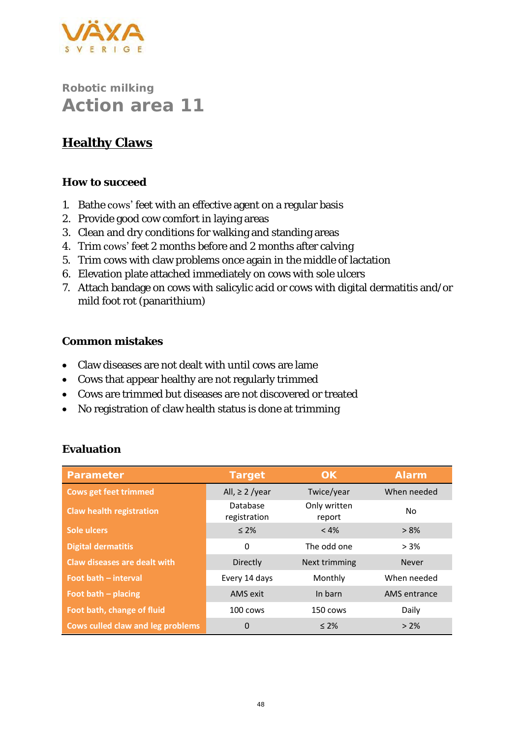Robotic milking

# Action area 11

## Healthy Claws

### How to succeed

1. Bathe cows' feet with an effective agent on a regular basis
2. Provide good cow comfort in laying areas
3. Clean and dry conditions for walking and standing areas
4. Trim cows' feet 2 months before and 2 months after calving
5. Trim cows with claw problems once again in the middle of lactation
6. Elevation plate attached immediately on cows with sole ulcers
7. Attach bandage on cows with salicylic acid or cows with digital dermatitis and/or mild foot rot (panarithium)

### Common mistakes

- Claw diseases are not dealt with until cows are lame
- Cows that appear healthy are not regularly trimmed
- Cows are trimmed but diseases are not discovered or treated
- No registration of claw health status is done at trimming

### Evaluation

| Parameter | Target | OK | Alarm |
|---|---|---|---|
| Cows get feet trimmed | All, ≥ 2 /year | Twice/year | When needed |
| Claw health registration | Database registration | Only written report | No |
| Sole ulcers | ≤ 2% | < 4% | > 8% |
| Digital dermatitis | 0 | The odd one | > 3% |
| Claw diseases are dealt with | Directly | Next trimming | Never |
| Foot bath – interval | Every 14 days | Monthly | When needed |
| Foot bath – placing | AMS exit | In barn | AMS entrance |
| Foot bath, change of fluid | 100 cows | 150 cows | Daily |
| Cows culled claw and leg problems | 0 | ≤ 2% | > 2% |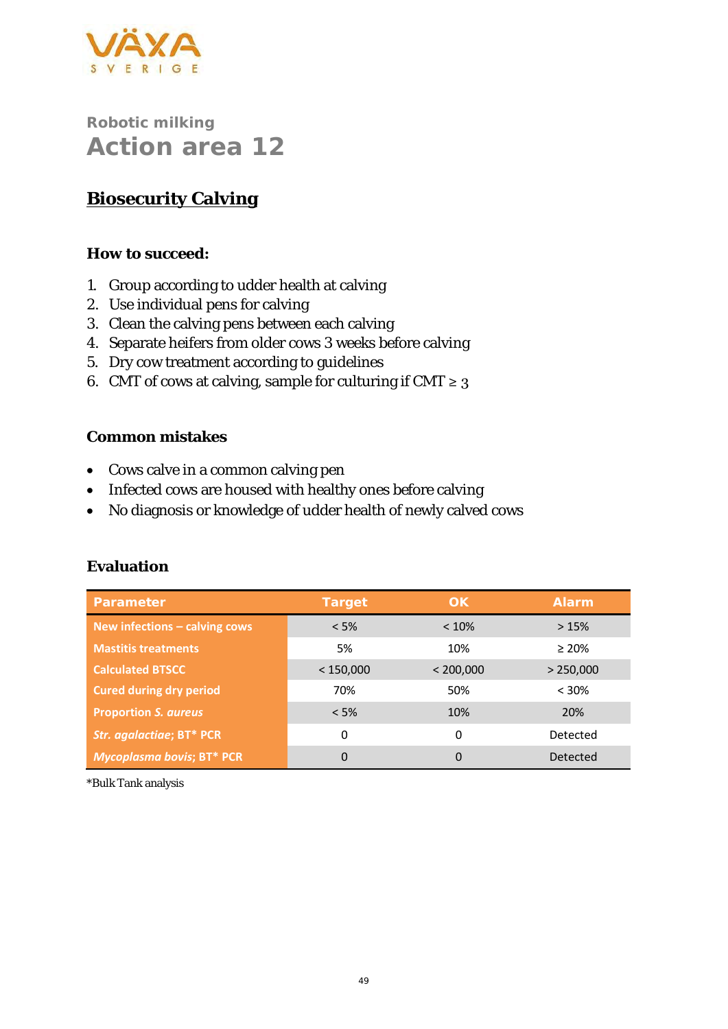VÄXA SVERIGE

Robotic milking

# Action area 12

## Biosecurity Calving

### How to succeed:

1. Group according to udder health at calving
2. Use individual pens for calving
3. Clean the calving pens between each calving
4. Separate heifers from older cows 3 weeks before calving
5. Dry cow treatment according to guidelines
6. CMT of cows at calving, sample for culturing if CMT ≥ 3

### Common mistakes

- Cows calve in a common calving pen
- Infected cows are housed with healthy ones before calving
- No diagnosis or knowledge of udder health of newly calved cows

### Evaluation

| Parameter | Target | OK | Alarm |
|---|---|---|---|
| New infections – calving cows | < 5% | < 10% | > 15% |
| Mastitis treatments | 5% | 10% | ≥ 20% |
| Calculated BTSCC | < 150,000 | < 200,000 | > 250,000 |
| Cured during dry period | 70% | 50% | < 30% |
| Proportion *S. aureus* | < 5% | 10% | 20% |
| *Str. agalactiae*; BT* PCR | 0 | 0 | Detected |
| *Mycoplasma bovis*; BT* PCR | 0 | 0 | Detected |

*Bulk Tank analysis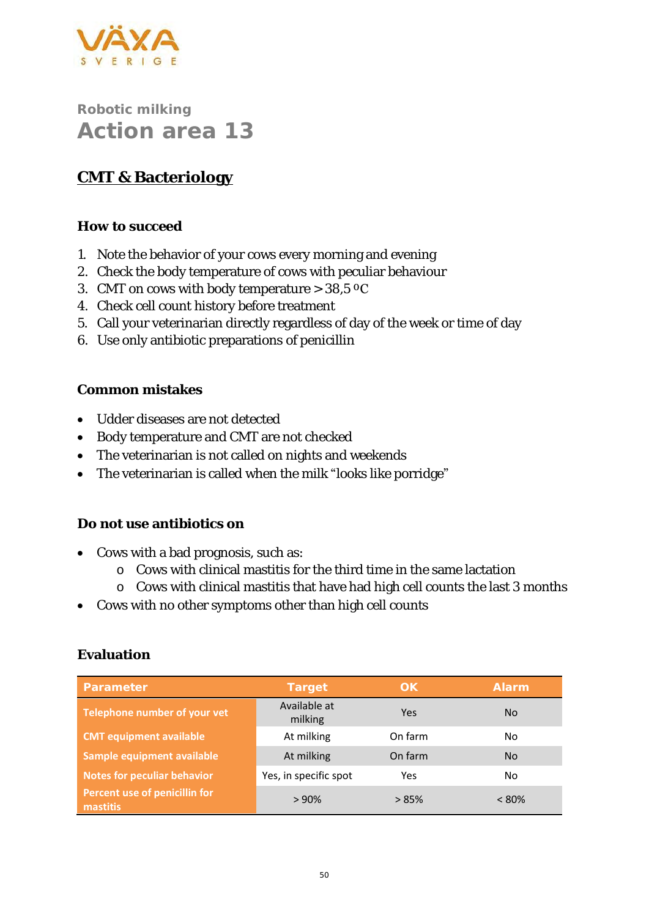Robotic milking

# Action area 13

## CMT & Bacteriology

### How to succeed

1. Note the behavior of your cows every morning and evening
2. Check the body temperature of cows with peculiar behaviour
3. CMT on cows with body temperature > 38,5 ºC
4. Check cell count history before treatment
5. Call your veterinarian directly regardless of day of the week or time of day
6. Use only antibiotic preparations of penicillin

### Common mistakes

- Udder diseases are not detected
- Body temperature and CMT are not checked
- The veterinarian is not called on nights and weekends
- The veterinarian is called when the milk "looks like porridge"

### Do not use antibiotics on

- Cows with a bad prognosis, such as:
  - Cows with clinical mastitis for the third time in the same lactation
  - Cows with clinical mastitis that have had high cell counts the last 3 months
- Cows with no other symptoms other than high cell counts

### Evaluation

| Parameter | Target | OK | Alarm |
|---|---|---|---|
| Telephone number of your vet | Available at milking | Yes | No |
| CMT equipment available | At milking | On farm | No |
| Sample equipment available | At milking | On farm | No |
| Notes for peculiar behavior | Yes, in specific spot | Yes | No |
| Percent use of penicillin for mastitis | > 90% | > 85% | < 80% |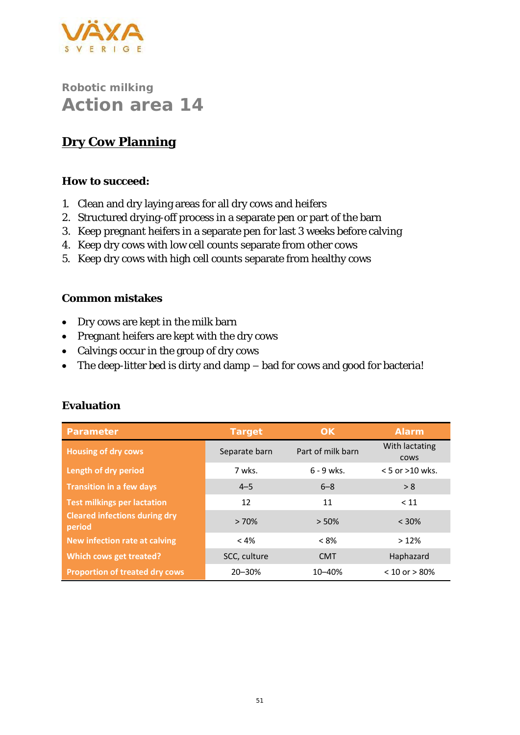VÄXA SVERIGE

## Robotic milking

# Action area 14

## Dry Cow Planning

### How to succeed:

1. Clean and dry laying areas for all dry cows and heifers
2. Structured drying-off process in a separate pen or part of the barn
3. Keep pregnant heifers in a separate pen for last 3 weeks before calving
4. Keep dry cows with low cell counts separate from other cows
5. Keep dry cows with high cell counts separate from healthy cows

### Common mistakes

- Dry cows are kept in the milk barn
- Pregnant heifers are kept with the dry cows
- Calvings occur in the group of dry cows
- The deep-litter bed is dirty and damp – bad for cows and good for bacteria!

### Evaluation

| Parameter | Target | OK | Alarm |
|---|---|---|---|
| Housing of dry cows | Separate barn | Part of milk barn | With lactating cows |
| Length of dry period | 7 wks. | 6 - 9 wks. | < 5 or >10 wks. |
| Transition in a few days | 4–5 | 6–8 | > 8 |
| Test milkings per lactation | 12 | 11 | < 11 |
| Cleared infections during dry period | > 70% | > 50% | < 30% |
| New infection rate at calving | < 4% | < 8% | > 12% |
| Which cows get treated? | SCC, culture | CMT | Haphazard |
| Proportion of treated dry cows | 20–30% | 10–40% | < 10 or > 80% |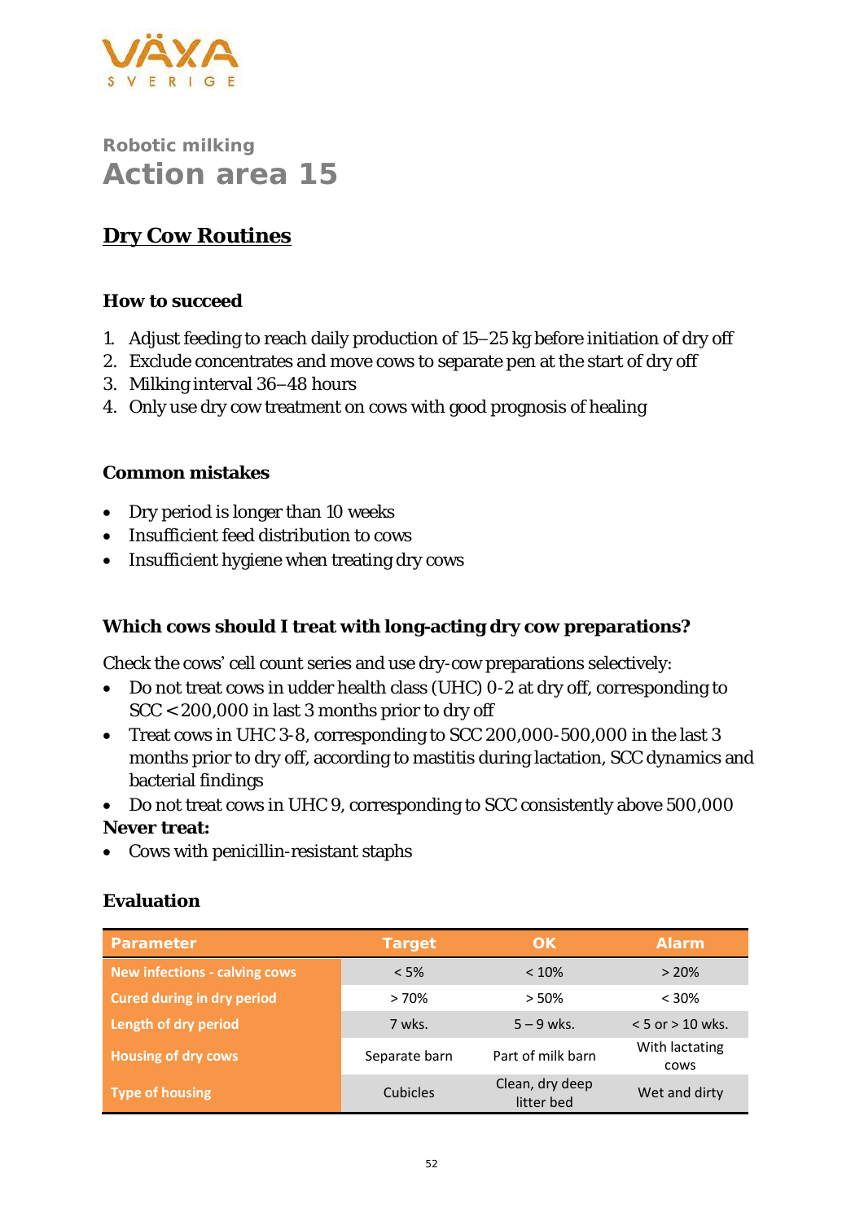VÄXA SVERIGE

Robotic milking

# Action area 15

## Dry Cow Routines

### How to succeed

1. Adjust feeding to reach daily production of 15–25 kg before initiation of dry off
2. Exclude concentrates and move cows to separate pen at the start of dry off
3. Milking interval 36–48 hours
4. Only use dry cow treatment on cows with good prognosis of healing

### Common mistakes

- Dry period is longer than 10 weeks
- Insufficient feed distribution to cows
- Insufficient hygiene when treating dry cows

### Which cows should I treat with long-acting dry cow preparations?

Check the cows' cell count series and use dry-cow preparations selectively:

- Do not treat cows in udder health class (UHC) 0-2 at dry off, corresponding to SCC < 200,000 in last 3 months prior to dry off
- Treat cows in UHC 3-8, corresponding to SCC 200,000-500,000 in the last 3 months prior to dry off, according to mastitis during lactation, SCC dynamics and bacterial findings
- Do not treat cows in UHC 9, corresponding to SCC consistently above 500,000

**Never treat:**

- Cows with penicillin-resistant staphs

### Evaluation

| Parameter | Target | OK | Alarm |
|---|---|---|---|
| New infections - calving cows | < 5% | < 10% | > 20% |
| Cured during in dry period | > 70% | > 50% | < 30% |
| Length of dry period | 7 wks. | 5 – 9 wks. | < 5 or > 10 wks. |
| Housing of dry cows | Separate barn | Part of milk barn | With lactating cows |
| Type of housing | Cubicles | Clean, dry deep litter bed | Wet and dirty |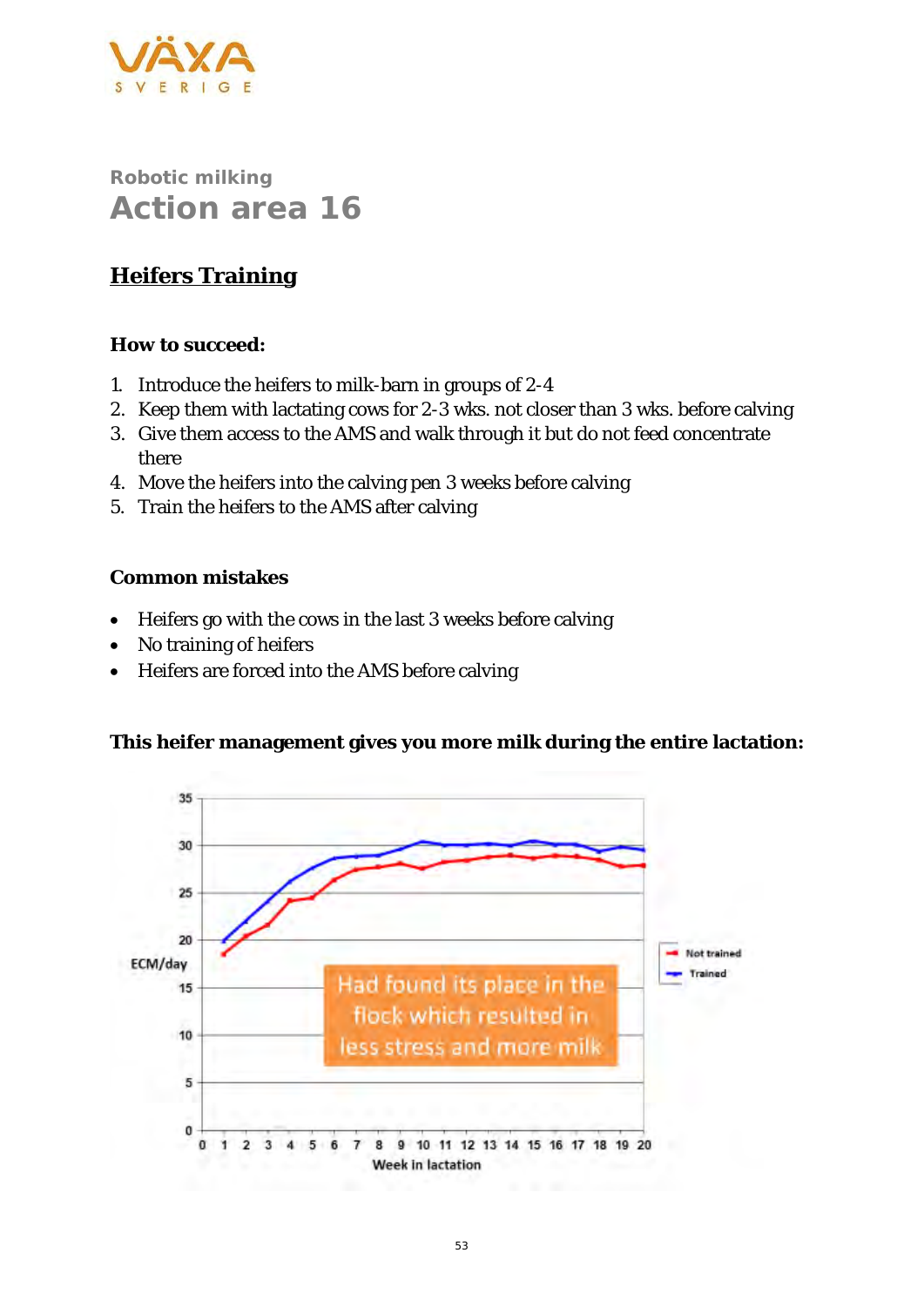VÄXA SVERIGE

Robotic milking

# Action area 16

## Heifers Training

### How to succeed:

1. Introduce the heifers to milk-barn in groups of 2-4
2. Keep them with lactating cows for 2-3 wks. not closer than 3 wks. before calving
3. Give them access to the AMS and walk through it but do not feed concentrate there
4. Move the heifers into the calving pen 3 weeks before calving
5. Train the heifers to the AMS after calving

### Common mistakes

- Heifers go with the cows in the last 3 weeks before calving
- No training of heifers
- Heifers are forced into the AMS before calving

### This heifer management gives you more milk during the entire lactation:

ECM/day

Had found its place in the flock which resulted in less stress and more milk

Not trained
Trained

Week in lactation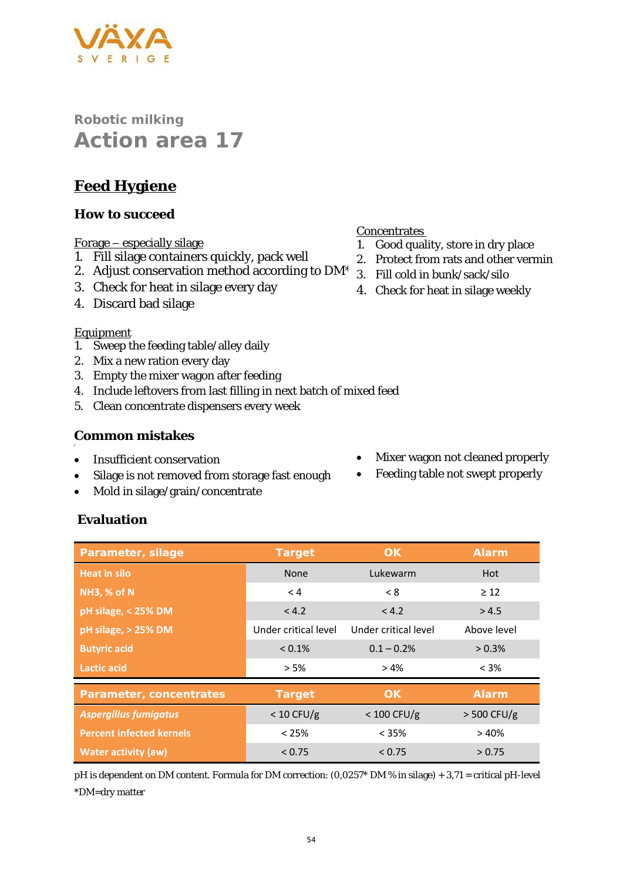VÄXA SVERIGE

Robotic milking

# Action area 17

## Feed Hygiene

### How to succeed

Forage – especially silage

1. Fill silage containers quickly, pack well
2. Adjust conservation method according to DM*
3. Check for heat in silage every day
4. Discard bad silage

Concentrates

1. Good quality, store in dry place
2. Protect from rats and other vermin
3. Fill cold in bunk/sack/silo
4. Check for heat in silage weekly

Equipment

1. Sweep the feeding table/alley daily
2. Mix a new ration every day
3. Empty the mixer wagon after feeding
4. Include leftovers from last filling in next batch of mixed feed
5. Clean concentrate dispensers every week

### Common mistakes

- Insufficient conservation
- Silage is not removed from storage fast enough
- Mold in silage/grain/concentrate
- Mixer wagon not cleaned properly
- Feeding table not swept properly

### Evaluation

| Parameter, silage | Target | OK | Alarm |
|---|---|---|---|
| Heat in silo | None | Lukewarm | Hot |
| NH3, % of N | < 4 | < 8 | ≥ 12 |
| pH silage, < 25% DM | < 4.2 | < 4.2 | > 4.5 |
| pH silage, > 25% DM | Under critical level | Under critical level | Above level |
| Butyric acid | < 0.1% | 0.1 – 0.2% | > 0.3% |
| Lactic acid | > 5% | > 4% | < 3% |
| **Parameter, concentrates** | **Target** | **OK** | **Alarm** |
| *Aspergillus fumigatus* | < 10 CFU/g | < 100 CFU/g | > 500 CFU/g |
| Percent infected kernels | < 25% | < 35% | > 40% |
| Water activity (aw) | < 0.75 | < 0.75 | > 0.75 |

pH is dependent on DM content. Formula for DM correction: (0,0257* DM % in silage) + 3,71 = critical pH-level

*DM=dry matter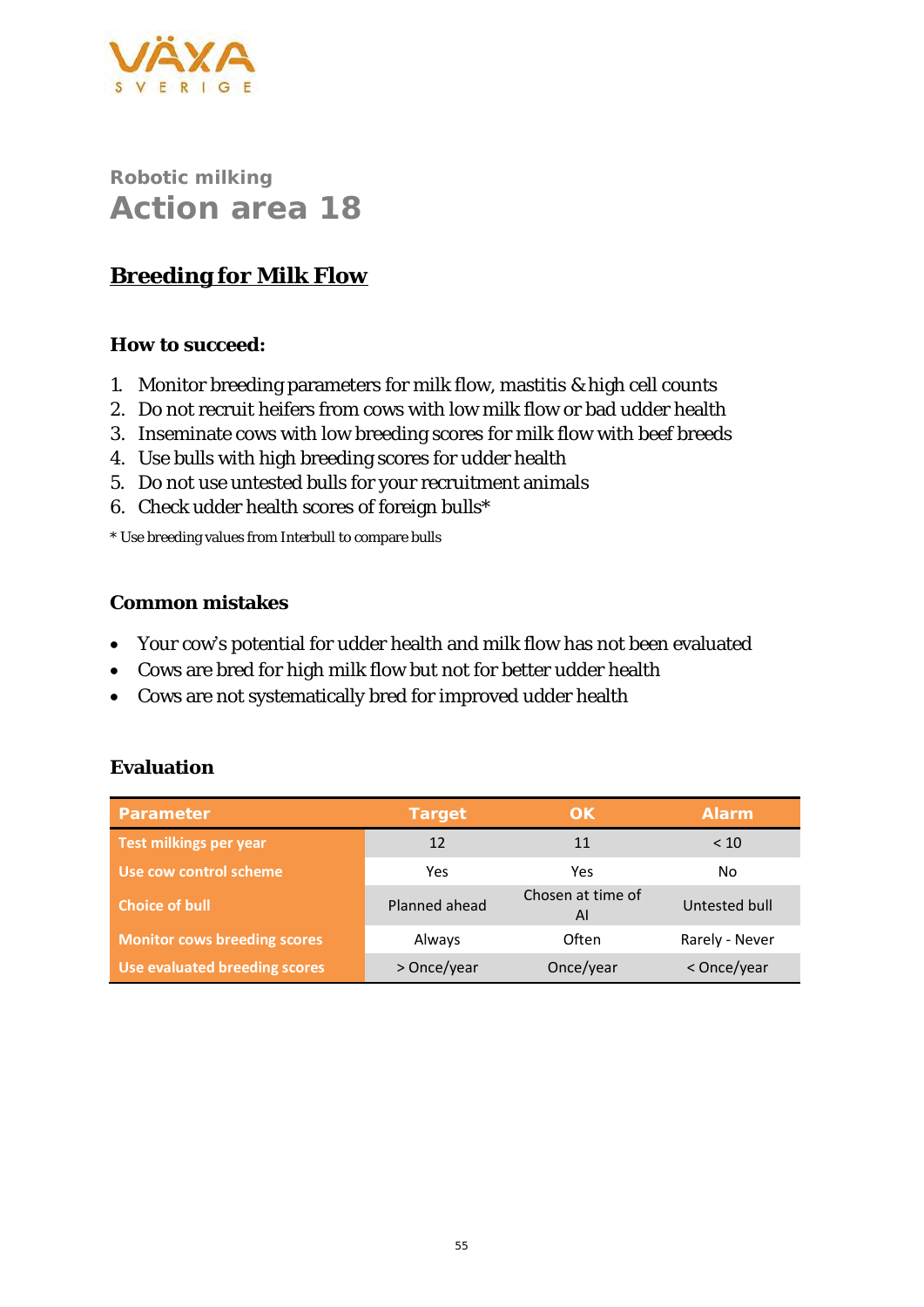Robotic milking

# Action area 18

## Breeding for Milk Flow

### How to succeed:

1. Monitor breeding parameters for milk flow, mastitis & high cell counts
2. Do not recruit heifers from cows with low milk flow or bad udder health
3. Inseminate cows with low breeding scores for milk flow with beef breeds
4. Use bulls with high breeding scores for udder health
5. Do not use untested bulls for your recruitment animals
6. Check udder health scores of foreign bulls*

* Use breeding values from Interbull to compare bulls

### Common mistakes

- Your cow's potential for udder health and milk flow has not been evaluated
- Cows are bred for high milk flow but not for better udder health
- Cows are not systematically bred for improved udder health

### Evaluation

| Parameter | Target | OK | Alarm |
|---|---|---|---|
| Test milkings per year | 12 | 11 | < 10 |
| Use cow control scheme | Yes | Yes | No |
| Choice of bull | Planned ahead | Chosen at time of AI | Untested bull |
| Monitor cows breeding scores | Always | Often | Rarely - Never |
| Use evaluated breeding scores | > Once/year | Once/year | < Once/year |